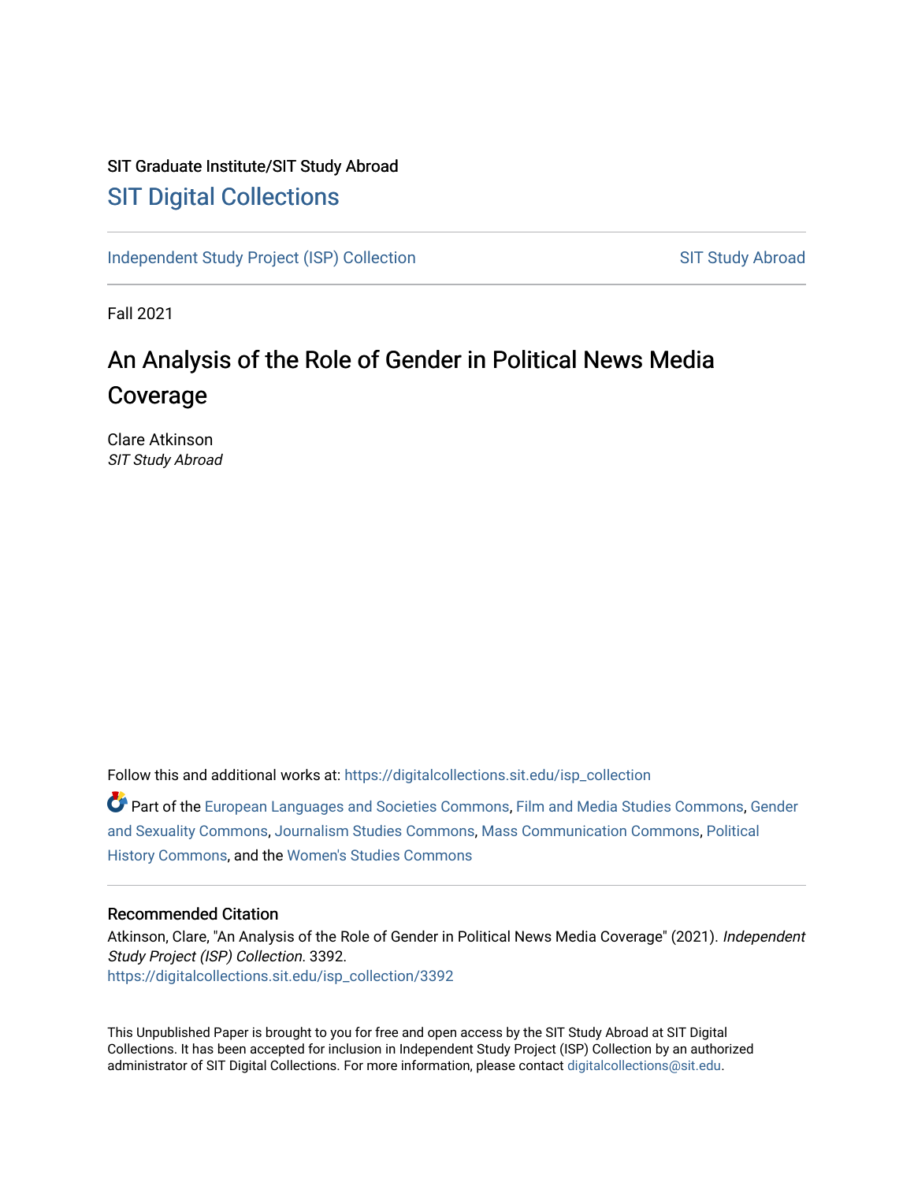SIT Graduate Institute/SIT Study Abroad

# SIT Digital Collections

Independent Study Project (ISP) Collection                                                                 SIT Study Abroad

Fall 2021

## An Analysis of the Role of Gender in Political News Media Coverage

Clare Atkinson
*SIT Study Abroad*

Follow this and additional works at: https://digitalcollections.sit.edu/isp_collection

Part of the European Languages and Societies Commons, Film and Media Studies Commons, Gender and Sexuality Commons, Journalism Studies Commons, Mass Communication Commons, Political History Commons, and the Women's Studies Commons

### Recommended Citation

Atkinson, Clare, "An Analysis of the Role of Gender in Political News Media Coverage" (2021). *Independent Study Project (ISP) Collection*. 3392.
https://digitalcollections.sit.edu/isp_collection/3392

This Unpublished Paper is brought to you for free and open access by the SIT Study Abroad at SIT Digital Collections. It has been accepted for inclusion in Independent Study Project (ISP) Collection by an authorized administrator of SIT Digital Collections. For more information, please contact digitalcollections@sit.edu.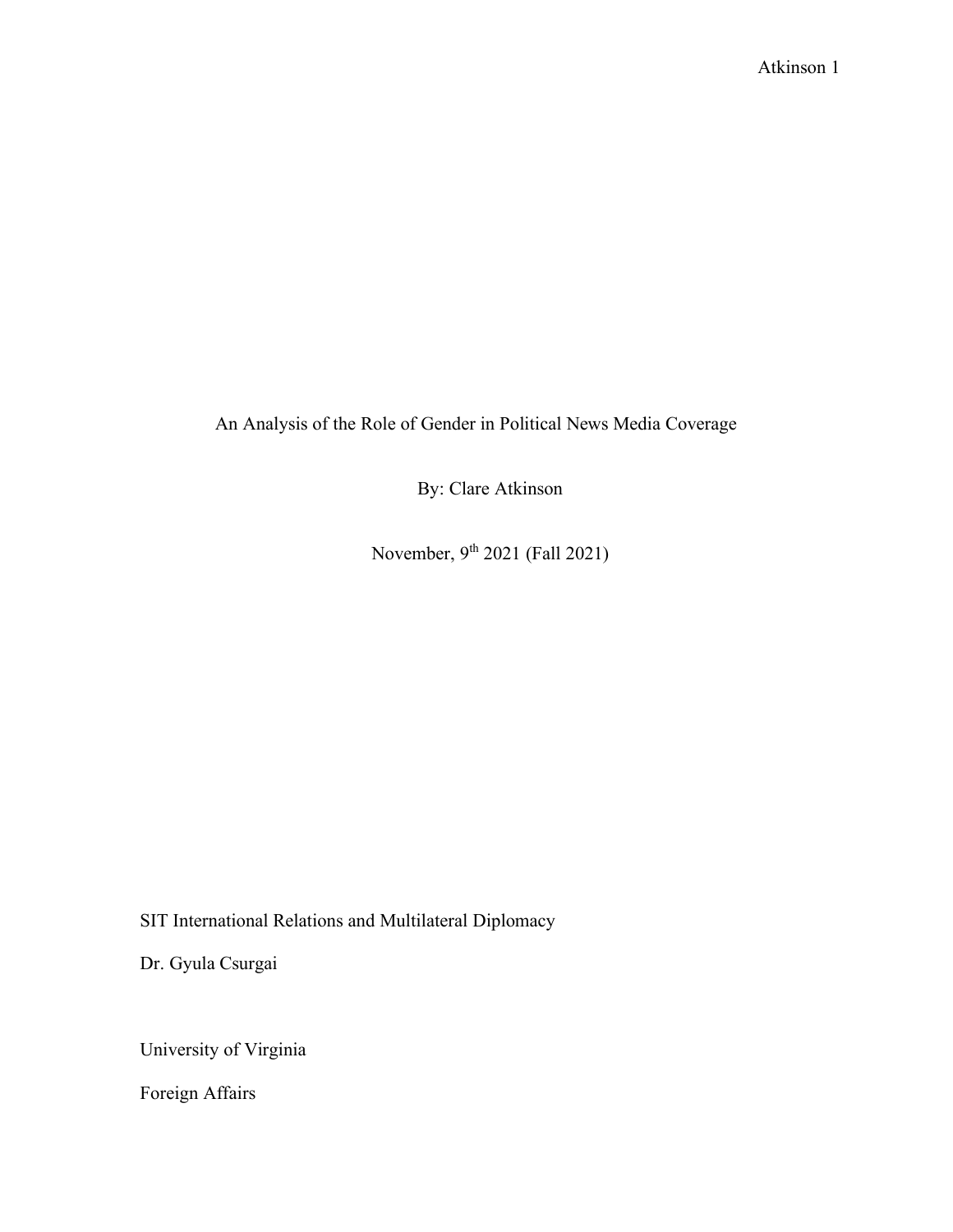# An Analysis of the Role of Gender in Political News Media Coverage

By: Clare Atkinson

November, 9th 2021 (Fall 2021)

SIT International Relations and Multilateral Diplomacy

Dr. Gyula Csurgai

University of Virginia

Foreign Affairs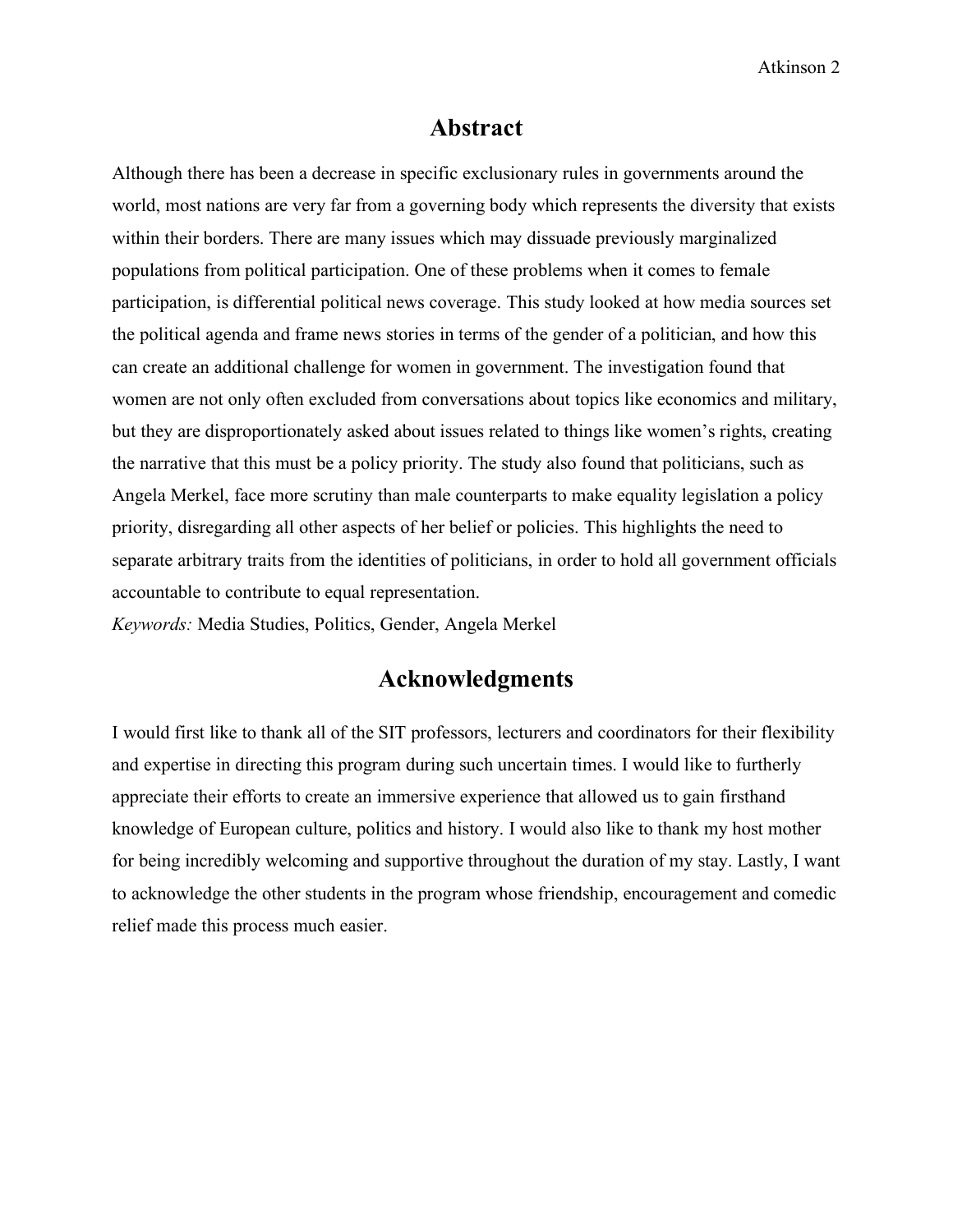# Abstract

Although there has been a decrease in specific exclusionary rules in governments around the world, most nations are very far from a governing body which represents the diversity that exists within their borders. There are many issues which may dissuade previously marginalized populations from political participation. One of these problems when it comes to female participation, is differential political news coverage. This study looked at how media sources set the political agenda and frame news stories in terms of the gender of a politician, and how this can create an additional challenge for women in government. The investigation found that women are not only often excluded from conversations about topics like economics and military, but they are disproportionately asked about issues related to things like women's rights, creating the narrative that this must be a policy priority. The study also found that politicians, such as Angela Merkel, face more scrutiny than male counterparts to make equality legislation a policy priority, disregarding all other aspects of her belief or policies. This highlights the need to separate arbitrary traits from the identities of politicians, in order to hold all government officials accountable to contribute to equal representation.

*Keywords:* Media Studies, Politics, Gender, Angela Merkel

# Acknowledgments

I would first like to thank all of the SIT professors, lecturers and coordinators for their flexibility and expertise in directing this program during such uncertain times. I would like to furtherly appreciate their efforts to create an immersive experience that allowed us to gain firsthand knowledge of European culture, politics and history. I would also like to thank my host mother for being incredibly welcoming and supportive throughout the duration of my stay. Lastly, I want to acknowledge the other students in the program whose friendship, encouragement and comedic relief made this process much easier.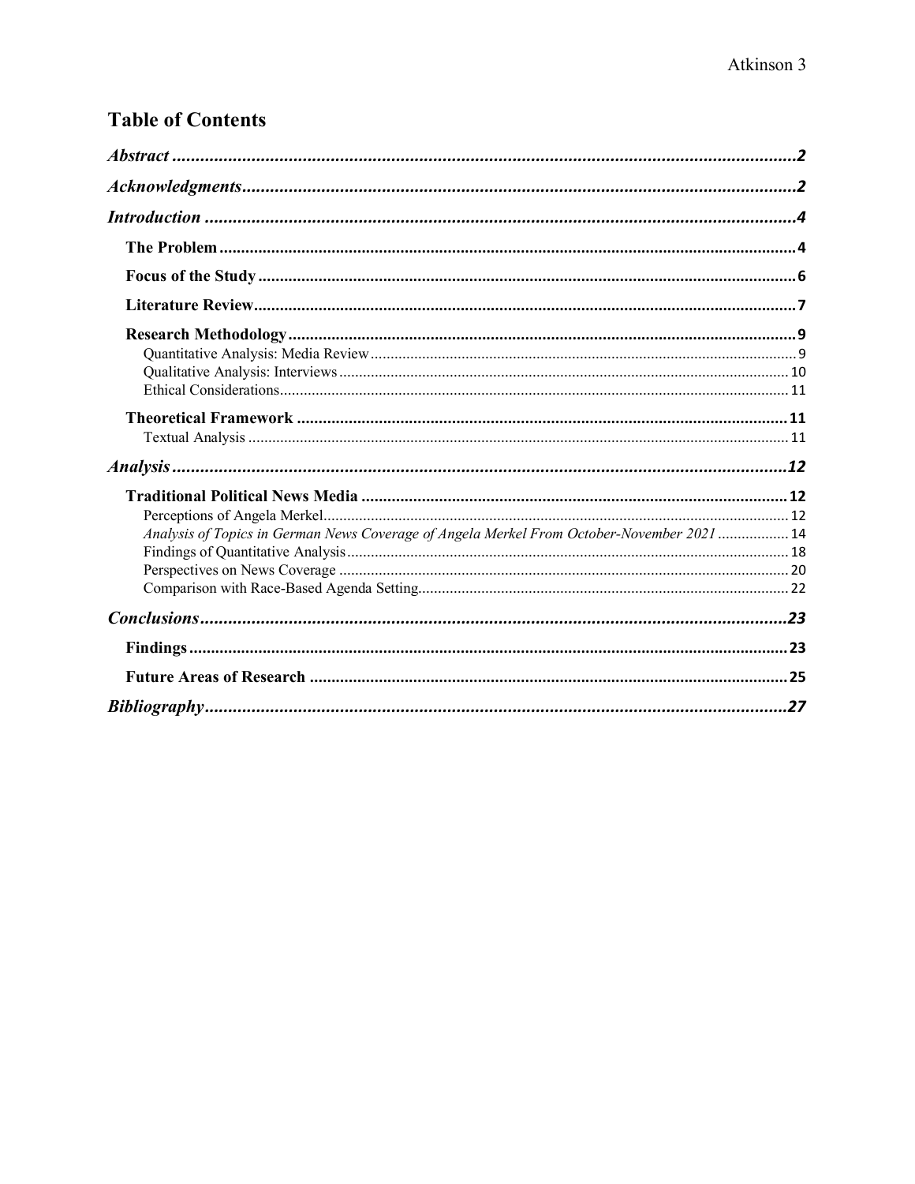# Table of Contents

*Abstract* ....................................................................................................................................2

*Acknowledgments*........................................................................................................................2

*Introduction* ................................................................................................................................4

**The Problem** ................................................................................................................................4

**Focus of the Study** ........................................................................................................................6

**Literature Review**..........................................................................................................................7

**Research Methodology** ..................................................................................................................9

Quantitative Analysis: Media Review ..........................................................................................9

Qualitative Analysis: Interviews ................................................................................................10

Ethical Considerations...............................................................................................................11

**Theoretical Framework** ................................................................................................................11

Textual Analysis ........................................................................................................................11

*Analysis*....................................................................................................................................12

**Traditional Political News Media** ..................................................................................................12

Perceptions of Angela Merkel.....................................................................................................12

*Analysis of Topics in German News Coverage of Angela Merkel From October-November 2021* ..................14

Findings of Quantitative Analysis ..............................................................................................18

Perspectives on News Coverage ................................................................................................20

Comparison with Race-Based Agenda Setting............................................................................22

*Conclusions*..............................................................................................................................23

**Findings** .........................................................................................................................................23

**Future Areas of Research** ............................................................................................................25

*Bibliography*..............................................................................................................................27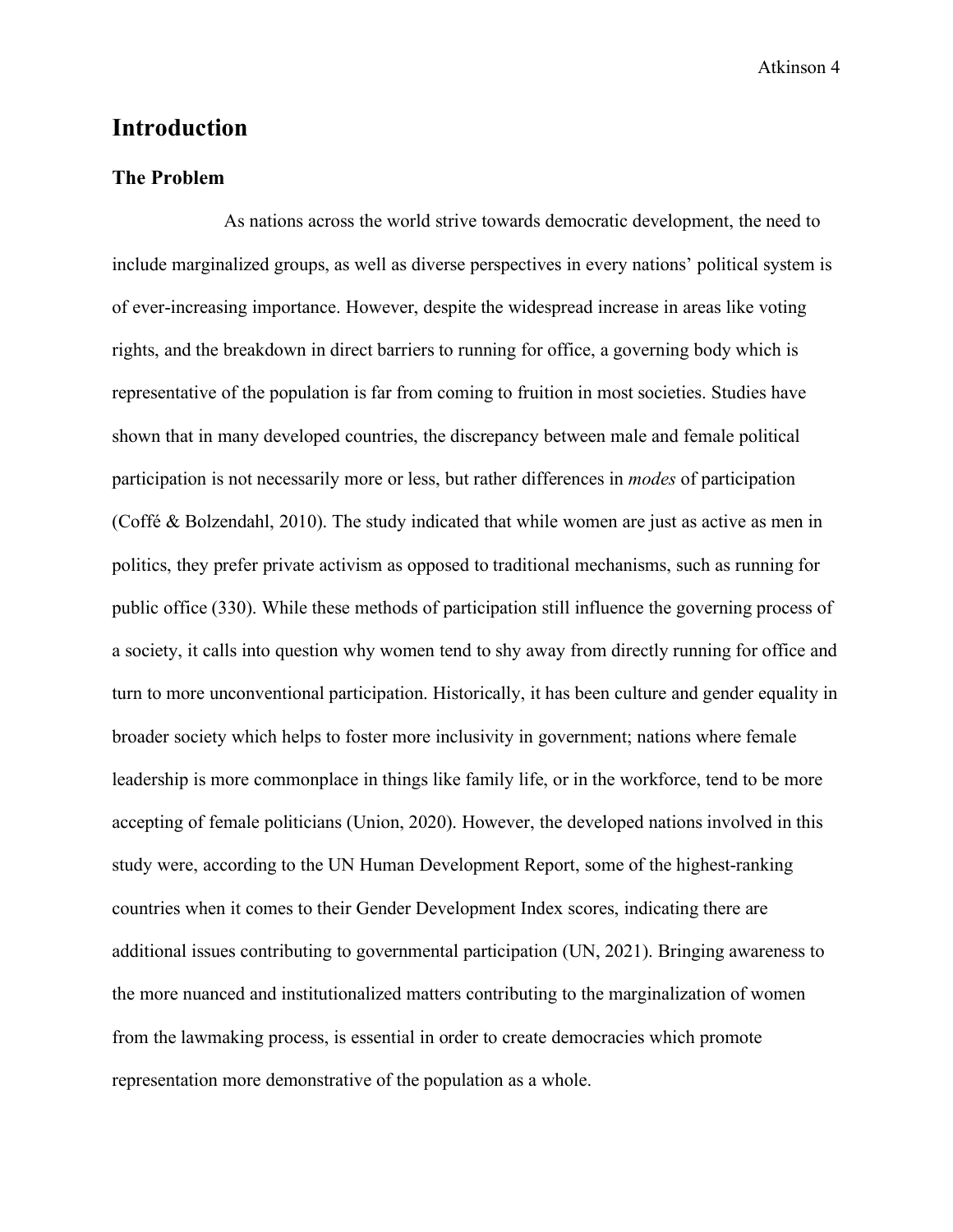# Introduction

## The Problem

As nations across the world strive towards democratic development, the need to include marginalized groups, as well as diverse perspectives in every nations' political system is of ever-increasing importance. However, despite the widespread increase in areas like voting rights, and the breakdown in direct barriers to running for office, a governing body which is representative of the population is far from coming to fruition in most societies. Studies have shown that in many developed countries, the discrepancy between male and female political participation is not necessarily more or less, but rather differences in *modes* of participation (Coffé & Bolzendahl, 2010). The study indicated that while women are just as active as men in politics, they prefer private activism as opposed to traditional mechanisms, such as running for public office (330). While these methods of participation still influence the governing process of a society, it calls into question why women tend to shy away from directly running for office and turn to more unconventional participation. Historically, it has been culture and gender equality in broader society which helps to foster more inclusivity in government; nations where female leadership is more commonplace in things like family life, or in the workforce, tend to be more accepting of female politicians (Union, 2020). However, the developed nations involved in this study were, according to the UN Human Development Report, some of the highest-ranking countries when it comes to their Gender Development Index scores, indicating there are additional issues contributing to governmental participation (UN, 2021). Bringing awareness to the more nuanced and institutionalized matters contributing to the marginalization of women from the lawmaking process, is essential in order to create democracies which promote representation more demonstrative of the population as a whole.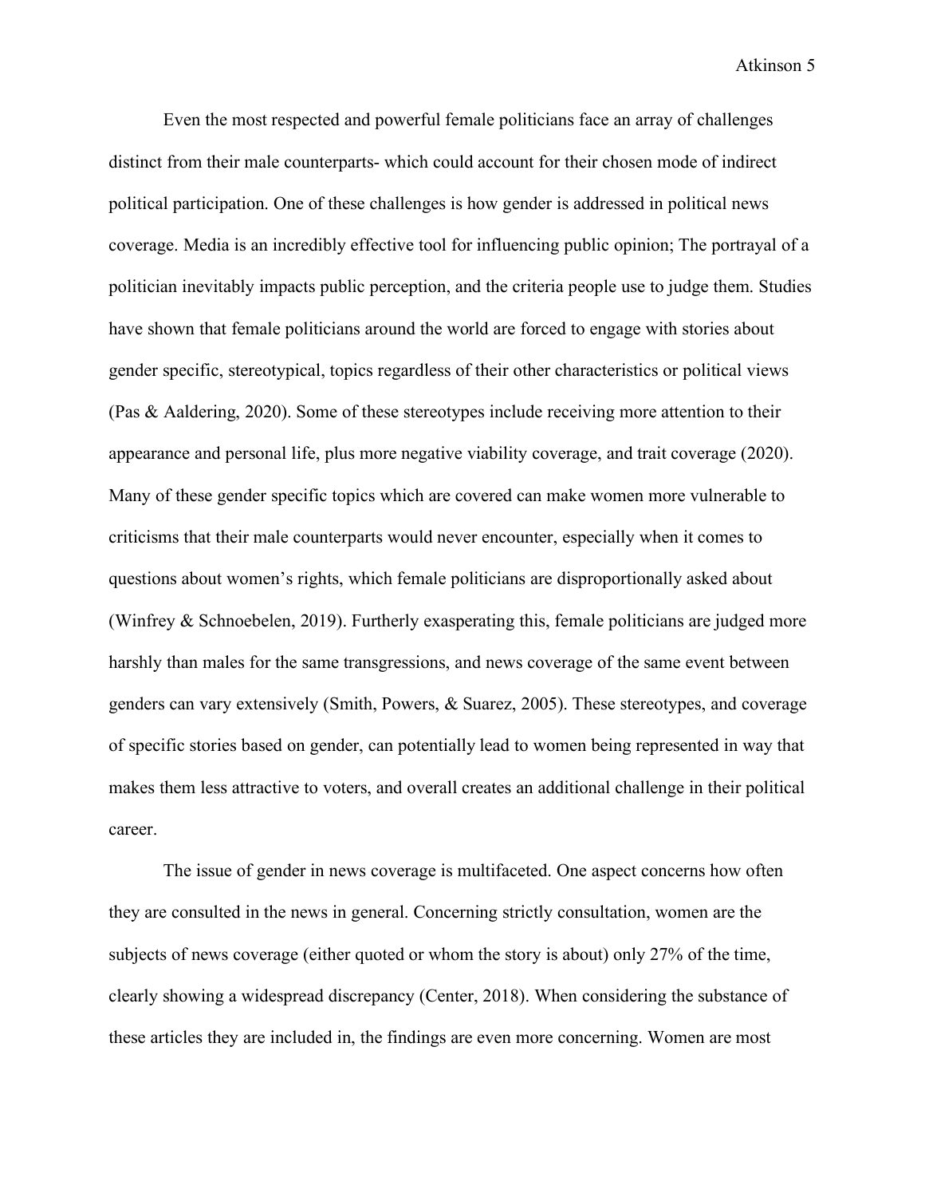Even the most respected and powerful female politicians face an array of challenges distinct from their male counterparts- which could account for their chosen mode of indirect political participation. One of these challenges is how gender is addressed in political news coverage. Media is an incredibly effective tool for influencing public opinion; The portrayal of a politician inevitably impacts public perception, and the criteria people use to judge them. Studies have shown that female politicians around the world are forced to engage with stories about gender specific, stereotypical, topics regardless of their other characteristics or political views (Pas & Aaldering, 2020). Some of these stereotypes include receiving more attention to their appearance and personal life, plus more negative viability coverage, and trait coverage (2020). Many of these gender specific topics which are covered can make women more vulnerable to criticisms that their male counterparts would never encounter, especially when it comes to questions about women's rights, which female politicians are disproportionally asked about (Winfrey & Schnoebelen, 2019). Furtherly exasperating this, female politicians are judged more harshly than males for the same transgressions, and news coverage of the same event between genders can vary extensively (Smith, Powers, & Suarez, 2005). These stereotypes, and coverage of specific stories based on gender, can potentially lead to women being represented in way that makes them less attractive to voters, and overall creates an additional challenge in their political career.

The issue of gender in news coverage is multifaceted. One aspect concerns how often they are consulted in the news in general. Concerning strictly consultation, women are the subjects of news coverage (either quoted or whom the story is about) only 27% of the time, clearly showing a widespread discrepancy (Center, 2018). When considering the substance of these articles they are included in, the findings are even more concerning. Women are most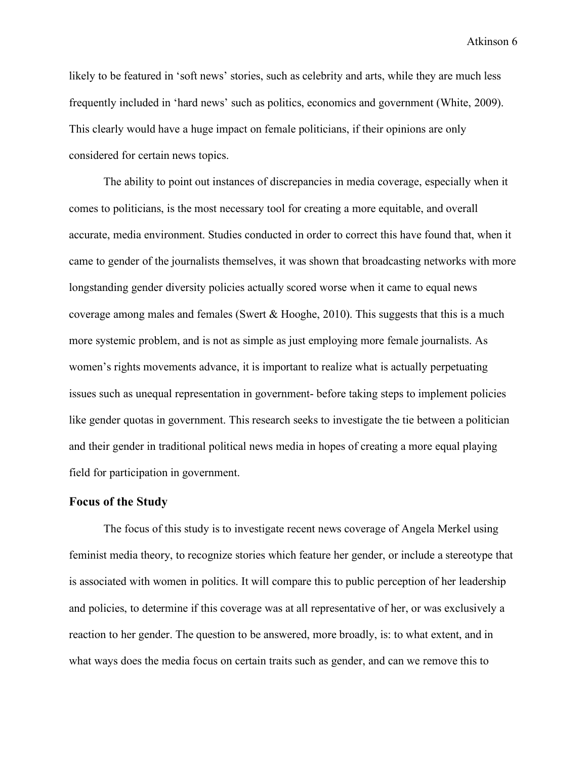likely to be featured in 'soft news' stories, such as celebrity and arts, while they are much less frequently included in 'hard news' such as politics, economics and government (White, 2009). This clearly would have a huge impact on female politicians, if their opinions are only considered for certain news topics.

The ability to point out instances of discrepancies in media coverage, especially when it comes to politicians, is the most necessary tool for creating a more equitable, and overall accurate, media environment. Studies conducted in order to correct this have found that, when it came to gender of the journalists themselves, it was shown that broadcasting networks with more longstanding gender diversity policies actually scored worse when it came to equal news coverage among males and females (Swert & Hooghe, 2010). This suggests that this is a much more systemic problem, and is not as simple as just employing more female journalists. As women's rights movements advance, it is important to realize what is actually perpetuating issues such as unequal representation in government- before taking steps to implement policies like gender quotas in government. This research seeks to investigate the tie between a politician and their gender in traditional political news media in hopes of creating a more equal playing field for participation in government.

### Focus of the Study

The focus of this study is to investigate recent news coverage of Angela Merkel using feminist media theory, to recognize stories which feature her gender, or include a stereotype that is associated with women in politics. It will compare this to public perception of her leadership and policies, to determine if this coverage was at all representative of her, or was exclusively a reaction to her gender. The question to be answered, more broadly, is: to what extent, and in what ways does the media focus on certain traits such as gender, and can we remove this to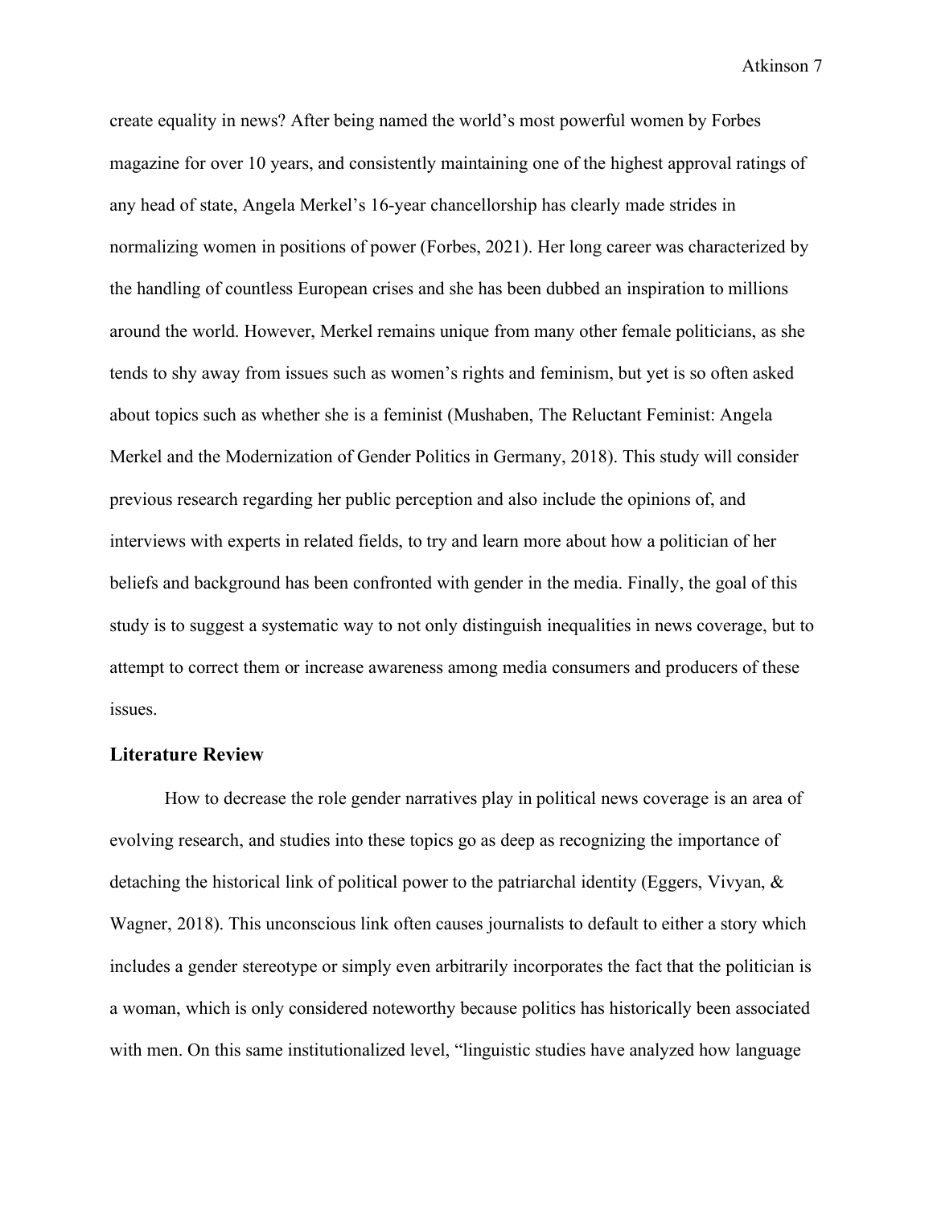create equality in news? After being named the world's most powerful women by Forbes magazine for over 10 years, and consistently maintaining one of the highest approval ratings of any head of state, Angela Merkel's 16-year chancellorship has clearly made strides in normalizing women in positions of power (Forbes, 2021). Her long career was characterized by the handling of countless European crises and she has been dubbed an inspiration to millions around the world. However, Merkel remains unique from many other female politicians, as she tends to shy away from issues such as women's rights and feminism, but yet is so often asked about topics such as whether she is a feminist (Mushaben, The Reluctant Feminist: Angela Merkel and the Modernization of Gender Politics in Germany, 2018). This study will consider previous research regarding her public perception and also include the opinions of, and interviews with experts in related fields, to try and learn more about how a politician of her beliefs and background has been confronted with gender in the media. Finally, the goal of this study is to suggest a systematic way to not only distinguish inequalities in news coverage, but to attempt to correct them or increase awareness among media consumers and producers of these issues.

## Literature Review

How to decrease the role gender narratives play in political news coverage is an area of evolving research, and studies into these topics go as deep as recognizing the importance of detaching the historical link of political power to the patriarchal identity (Eggers, Vivyan, & Wagner, 2018). This unconscious link often causes journalists to default to either a story which includes a gender stereotype or simply even arbitrarily incorporates the fact that the politician is a woman, which is only considered noteworthy because politics has historically been associated with men. On this same institutionalized level, "linguistic studies have analyzed how language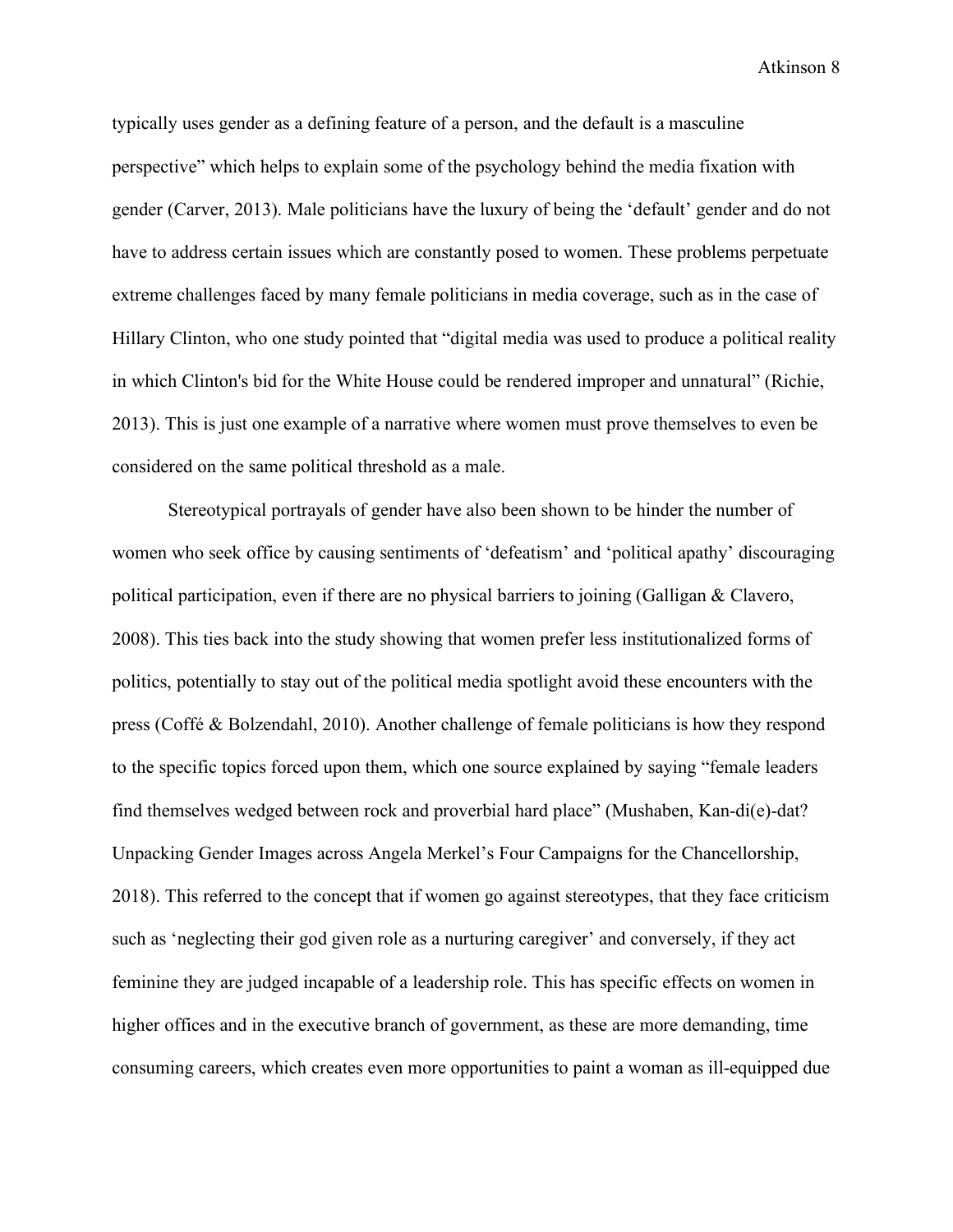typically uses gender as a defining feature of a person, and the default is a masculine perspective" which helps to explain some of the psychology behind the media fixation with gender (Carver, 2013). Male politicians have the luxury of being the 'default' gender and do not have to address certain issues which are constantly posed to women. These problems perpetuate extreme challenges faced by many female politicians in media coverage, such as in the case of Hillary Clinton, who one study pointed that "digital media was used to produce a political reality in which Clinton's bid for the White House could be rendered improper and unnatural" (Richie, 2013). This is just one example of a narrative where women must prove themselves to even be considered on the same political threshold as a male.

Stereotypical portrayals of gender have also been shown to be hinder the number of women who seek office by causing sentiments of 'defeatism' and 'political apathy' discouraging political participation, even if there are no physical barriers to joining (Galligan & Clavero, 2008). This ties back into the study showing that women prefer less institutionalized forms of politics, potentially to stay out of the political media spotlight avoid these encounters with the press (Coffé & Bolzendahl, 2010). Another challenge of female politicians is how they respond to the specific topics forced upon them, which one source explained by saying "female leaders find themselves wedged between rock and proverbial hard place" (Mushaben, Kan-di(e)-dat? Unpacking Gender Images across Angela Merkel's Four Campaigns for the Chancellorship, 2018). This referred to the concept that if women go against stereotypes, that they face criticism such as 'neglecting their god given role as a nurturing caregiver' and conversely, if they act feminine they are judged incapable of a leadership role. This has specific effects on women in higher offices and in the executive branch of government, as these are more demanding, time consuming careers, which creates even more opportunities to paint a woman as ill-equipped due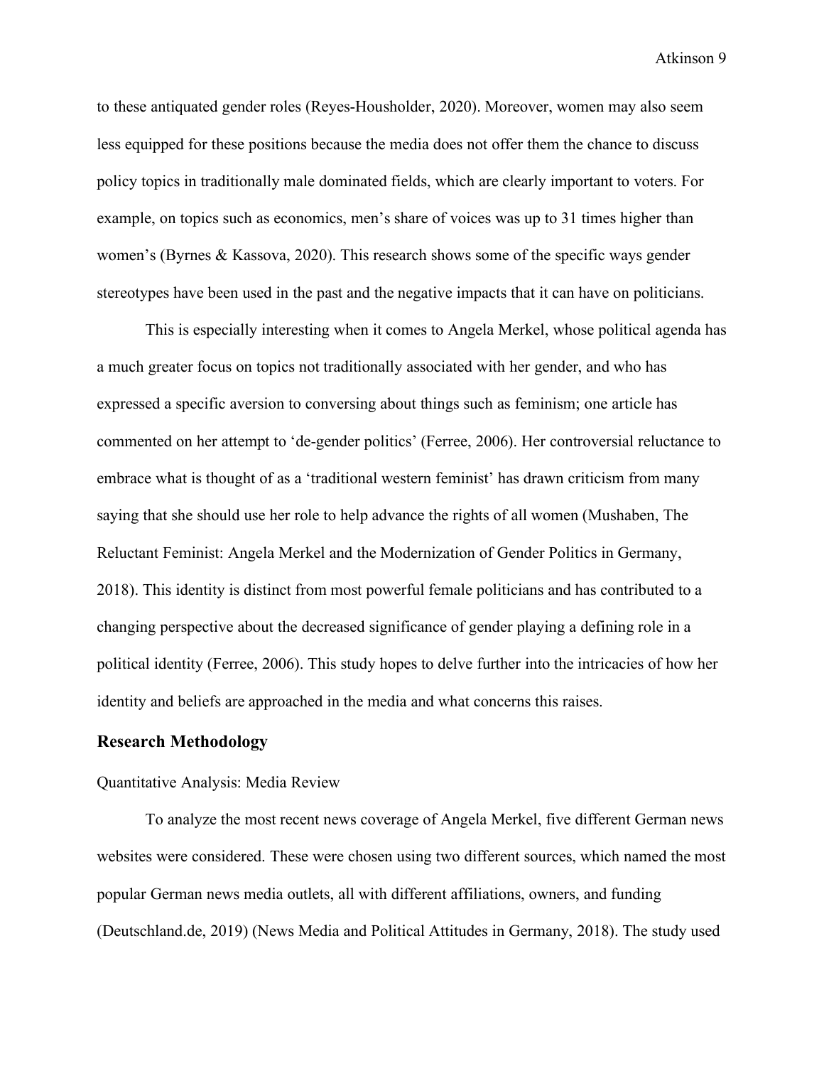to these antiquated gender roles (Reyes-Housholder, 2020). Moreover, women may also seem less equipped for these positions because the media does not offer them the chance to discuss policy topics in traditionally male dominated fields, which are clearly important to voters. For example, on topics such as economics, men's share of voices was up to 31 times higher than women's (Byrnes & Kassova, 2020). This research shows some of the specific ways gender stereotypes have been used in the past and the negative impacts that it can have on politicians.

This is especially interesting when it comes to Angela Merkel, whose political agenda has a much greater focus on topics not traditionally associated with her gender, and who has expressed a specific aversion to conversing about things such as feminism; one article has commented on her attempt to 'de-gender politics' (Ferree, 2006). Her controversial reluctance to embrace what is thought of as a 'traditional western feminist' has drawn criticism from many saying that she should use her role to help advance the rights of all women (Mushaben, The Reluctant Feminist: Angela Merkel and the Modernization of Gender Politics in Germany, 2018). This identity is distinct from most powerful female politicians and has contributed to a changing perspective about the decreased significance of gender playing a defining role in a political identity (Ferree, 2006). This study hopes to delve further into the intricacies of how her identity and beliefs are approached in the media and what concerns this raises.

## Research Methodology

### Quantitative Analysis: Media Review

To analyze the most recent news coverage of Angela Merkel, five different German news websites were considered. These were chosen using two different sources, which named the most popular German news media outlets, all with different affiliations, owners, and funding (Deutschland.de, 2019) (News Media and Political Attitudes in Germany, 2018). The study used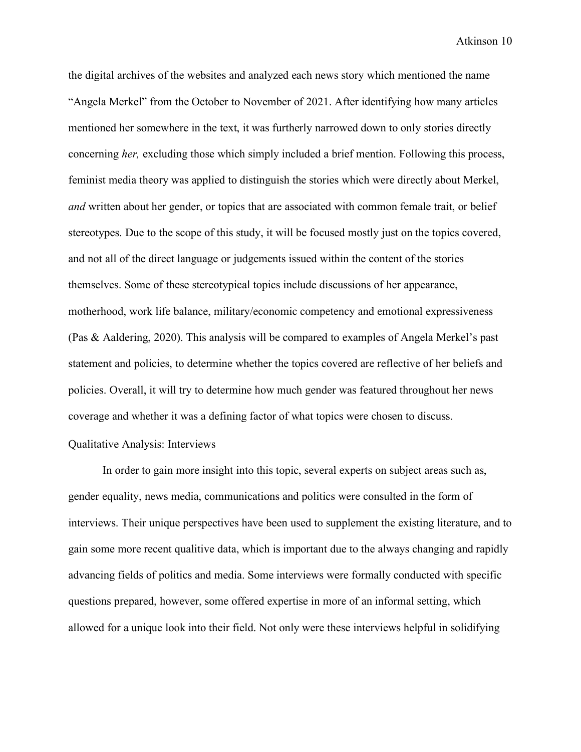the digital archives of the websites and analyzed each news story which mentioned the name "Angela Merkel" from the October to November of 2021. After identifying how many articles mentioned her somewhere in the text, it was furtherly narrowed down to only stories directly concerning *her,* excluding those which simply included a brief mention. Following this process, feminist media theory was applied to distinguish the stories which were directly about Merkel, *and* written about her gender, or topics that are associated with common female trait, or belief stereotypes. Due to the scope of this study, it will be focused mostly just on the topics covered, and not all of the direct language or judgements issued within the content of the stories themselves. Some of these stereotypical topics include discussions of her appearance, motherhood, work life balance, military/economic competency and emotional expressiveness (Pas & Aaldering, 2020). This analysis will be compared to examples of Angela Merkel's past statement and policies, to determine whether the topics covered are reflective of her beliefs and policies. Overall, it will try to determine how much gender was featured throughout her news coverage and whether it was a defining factor of what topics were chosen to discuss.

Qualitative Analysis: Interviews

In order to gain more insight into this topic, several experts on subject areas such as, gender equality, news media, communications and politics were consulted in the form of interviews. Their unique perspectives have been used to supplement the existing literature, and to gain some more recent qualitive data, which is important due to the always changing and rapidly advancing fields of politics and media. Some interviews were formally conducted with specific questions prepared, however, some offered expertise in more of an informal setting, which allowed for a unique look into their field. Not only were these interviews helpful in solidifying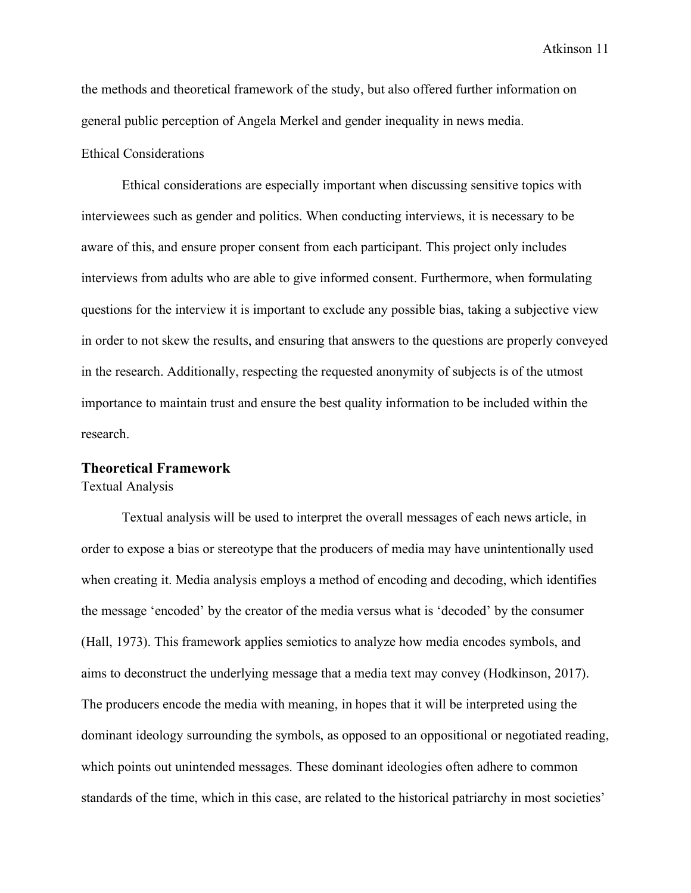the methods and theoretical framework of the study, but also offered further information on general public perception of Angela Merkel and gender inequality in news media.

### Ethical Considerations

Ethical considerations are especially important when discussing sensitive topics with interviewees such as gender and politics. When conducting interviews, it is necessary to be aware of this, and ensure proper consent from each participant. This project only includes interviews from adults who are able to give informed consent. Furthermore, when formulating questions for the interview it is important to exclude any possible bias, taking a subjective view in order to not skew the results, and ensuring that answers to the questions are properly conveyed in the research. Additionally, respecting the requested anonymity of subjects is of the utmost importance to maintain trust and ensure the best quality information to be included within the research.

## Theoretical Framework

### Textual Analysis

Textual analysis will be used to interpret the overall messages of each news article, in order to expose a bias or stereotype that the producers of media may have unintentionally used when creating it. Media analysis employs a method of encoding and decoding, which identifies the message 'encoded' by the creator of the media versus what is 'decoded' by the consumer (Hall, 1973). This framework applies semiotics to analyze how media encodes symbols, and aims to deconstruct the underlying message that a media text may convey (Hodkinson, 2017). The producers encode the media with meaning, in hopes that it will be interpreted using the dominant ideology surrounding the symbols, as opposed to an oppositional or negotiated reading, which points out unintended messages. These dominant ideologies often adhere to common standards of the time, which in this case, are related to the historical patriarchy in most societies'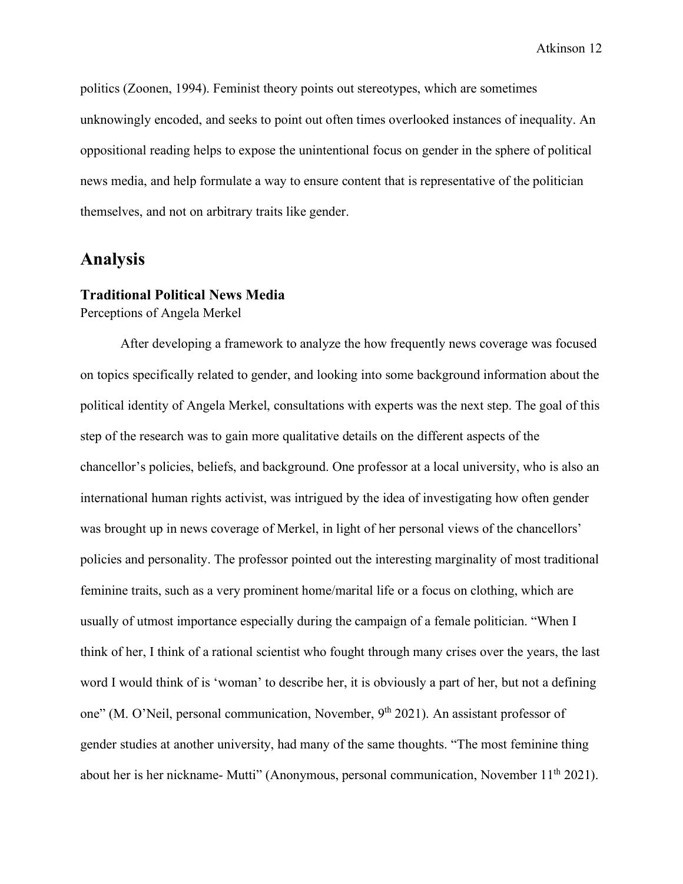politics (Zoonen, 1994). Feminist theory points out stereotypes, which are sometimes unknowingly encoded, and seeks to point out often times overlooked instances of inequality. An oppositional reading helps to expose the unintentional focus on gender in the sphere of political news media, and help formulate a way to ensure content that is representative of the politician themselves, and not on arbitrary traits like gender.

## Analysis

### Traditional Political News Media

Perceptions of Angela Merkel

After developing a framework to analyze the how frequently news coverage was focused on topics specifically related to gender, and looking into some background information about the political identity of Angela Merkel, consultations with experts was the next step. The goal of this step of the research was to gain more qualitative details on the different aspects of the chancellor's policies, beliefs, and background. One professor at a local university, who is also an international human rights activist, was intrigued by the idea of investigating how often gender was brought up in news coverage of Merkel, in light of her personal views of the chancellors' policies and personality. The professor pointed out the interesting marginality of most traditional feminine traits, such as a very prominent home/marital life or a focus on clothing, which are usually of utmost importance especially during the campaign of a female politician. "When I think of her, I think of a rational scientist who fought through many crises over the years, the last word I would think of is 'woman' to describe her, it is obviously a part of her, but not a defining one" (M. O'Neil, personal communication, November, 9th 2021). An assistant professor of gender studies at another university, had many of the same thoughts. "The most feminine thing about her is her nickname- Mutti" (Anonymous, personal communication, November 11th 2021).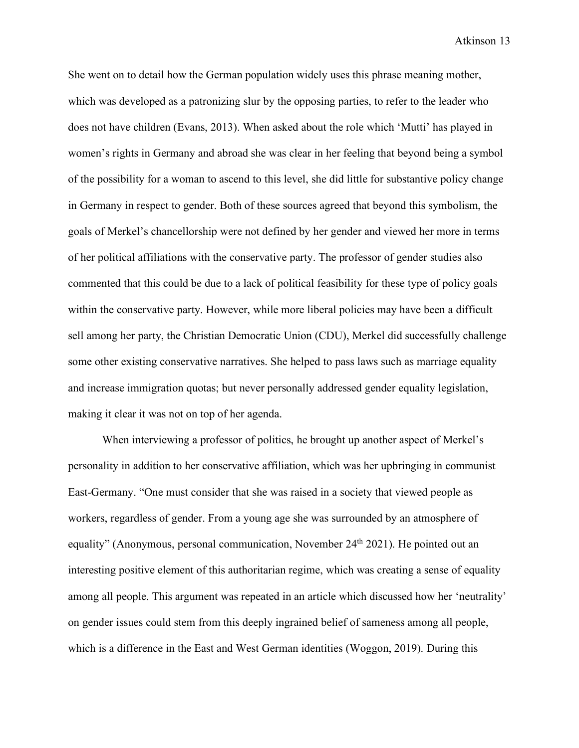She went on to detail how the German population widely uses this phrase meaning mother, which was developed as a patronizing slur by the opposing parties, to refer to the leader who does not have children (Evans, 2013). When asked about the role which 'Mutti' has played in women's rights in Germany and abroad she was clear in her feeling that beyond being a symbol of the possibility for a woman to ascend to this level, she did little for substantive policy change in Germany in respect to gender. Both of these sources agreed that beyond this symbolism, the goals of Merkel's chancellorship were not defined by her gender and viewed her more in terms of her political affiliations with the conservative party. The professor of gender studies also commented that this could be due to a lack of political feasibility for these type of policy goals within the conservative party. However, while more liberal policies may have been a difficult sell among her party, the Christian Democratic Union (CDU), Merkel did successfully challenge some other existing conservative narratives. She helped to pass laws such as marriage equality and increase immigration quotas; but never personally addressed gender equality legislation, making it clear it was not on top of her agenda.

When interviewing a professor of politics, he brought up another aspect of Merkel's personality in addition to her conservative affiliation, which was her upbringing in communist East-Germany. "One must consider that she was raised in a society that viewed people as workers, regardless of gender. From a young age she was surrounded by an atmosphere of equality" (Anonymous, personal communication, November 24th 2021). He pointed out an interesting positive element of this authoritarian regime, which was creating a sense of equality among all people. This argument was repeated in an article which discussed how her 'neutrality' on gender issues could stem from this deeply ingrained belief of sameness among all people, which is a difference in the East and West German identities (Woggon, 2019). During this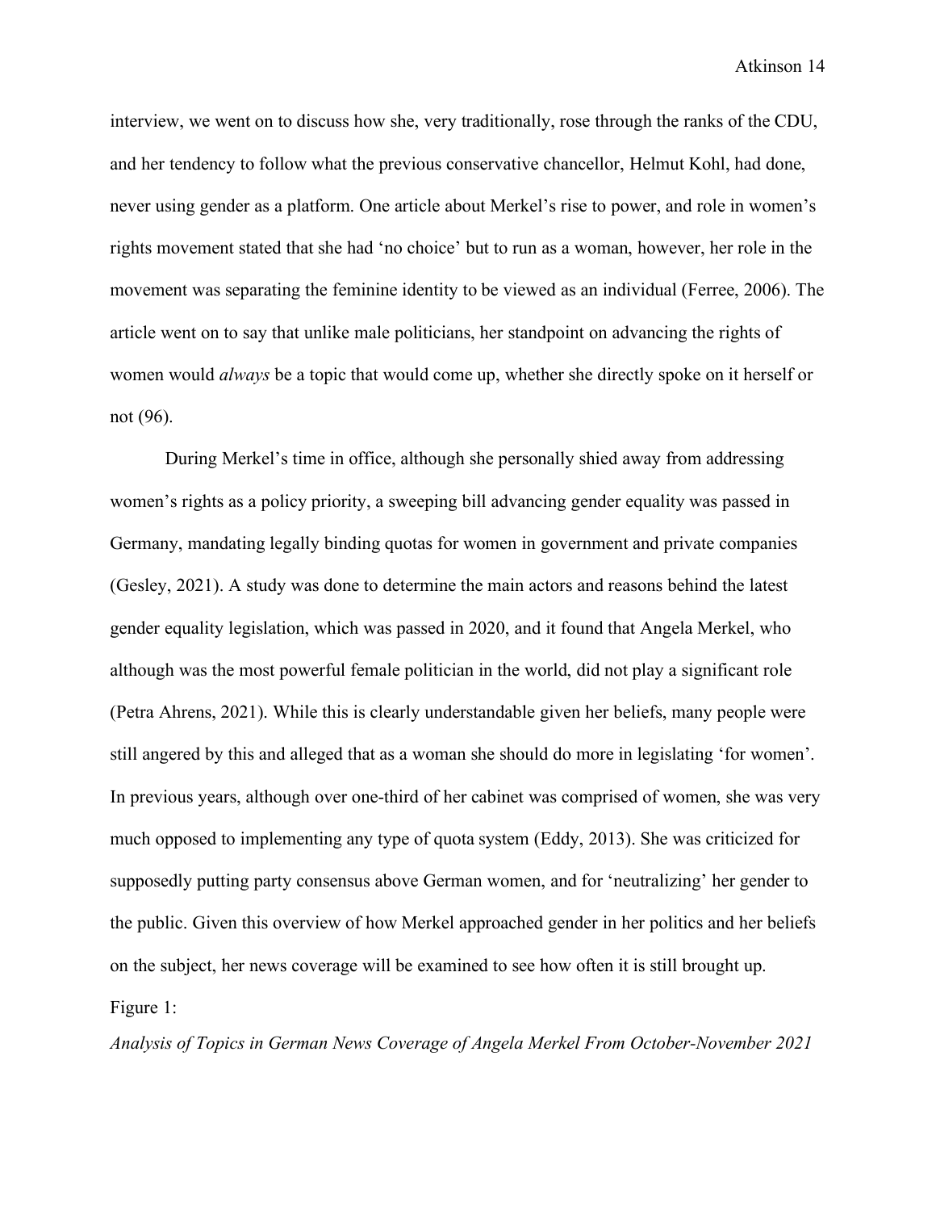interview, we went on to discuss how she, very traditionally, rose through the ranks of the CDU, and her tendency to follow what the previous conservative chancellor, Helmut Kohl, had done, never using gender as a platform. One article about Merkel's rise to power, and role in women's rights movement stated that she had 'no choice' but to run as a woman, however, her role in the movement was separating the feminine identity to be viewed as an individual (Ferree, 2006). The article went on to say that unlike male politicians, her standpoint on advancing the rights of women would *always* be a topic that would come up, whether she directly spoke on it herself or not (96).

During Merkel's time in office, although she personally shied away from addressing women's rights as a policy priority, a sweeping bill advancing gender equality was passed in Germany, mandating legally binding quotas for women in government and private companies (Gesley, 2021). A study was done to determine the main actors and reasons behind the latest gender equality legislation, which was passed in 2020, and it found that Angela Merkel, who although was the most powerful female politician in the world, did not play a significant role (Petra Ahrens, 2021). While this is clearly understandable given her beliefs, many people were still angered by this and alleged that as a woman she should do more in legislating 'for women'. In previous years, although over one-third of her cabinet was comprised of women, she was very much opposed to implementing any type of quota system (Eddy, 2013). She was criticized for supposedly putting party consensus above German women, and for 'neutralizing' her gender to the public. Given this overview of how Merkel approached gender in her politics and her beliefs on the subject, her news coverage will be examined to see how often it is still brought up.

Figure 1:

*Analysis of Topics in German News Coverage of Angela Merkel From October-November 2021*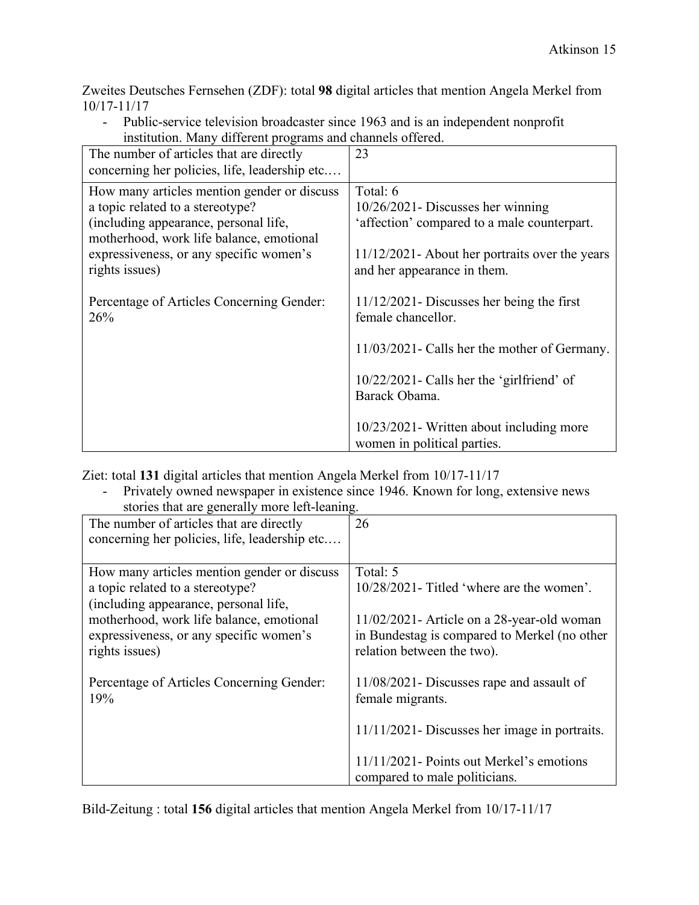Zweites Deutsches Fernsehen (ZDF): total **98** digital articles that mention Angela Merkel from 10/17-11/17

- Public-service television broadcaster since 1963 and is an independent nonprofit institution. Many different programs and channels offered.

| The number of articles that are directly concerning her policies, life, leadership etc.… | 23 |
| --- | --- |
| How many articles mention gender or discuss a topic related to a stereotype? (including appearance, personal life, motherhood, work life balance, emotional expressiveness, or any specific women's rights issues)<br><br>Percentage of Articles Concerning Gender: 26% | Total: 6<br>10/26/2021- Discusses her winning 'affection' compared to a male counterpart.<br><br>11/12/2021- About her portraits over the years and her appearance in them.<br><br>11/12/2021- Discusses her being the first female chancellor.<br><br>11/03/2021- Calls her the mother of Germany.<br><br>10/22/2021- Calls her the 'girlfriend' of Barack Obama.<br><br>10/23/2021- Written about including more women in political parties. |

Ziet: total **131** digital articles that mention Angela Merkel from 10/17-11/17

- Privately owned newspaper in existence since 1946. Known for long, extensive news stories that are generally more left-leaning.

| The number of articles that are directly concerning her policies, life, leadership etc.… | 26 |
| --- | --- |
| How many articles mention gender or discuss a topic related to a stereotype? (including appearance, personal life, motherhood, work life balance, emotional expressiveness, or any specific women's rights issues)<br><br>Percentage of Articles Concerning Gender: 19% | Total: 5<br>10/28/2021- Titled 'where are the women'.<br><br>11/02/2021- Article on a 28-year-old woman in Bundestag is compared to Merkel (no other relation between the two).<br><br>11/08/2021- Discusses rape and assault of female migrants.<br><br>11/11/2021- Discusses her image in portraits.<br><br>11/11/2021- Points out Merkel's emotions compared to male politicians. |

Bild-Zeitung : total **156** digital articles that mention Angela Merkel from 10/17-11/17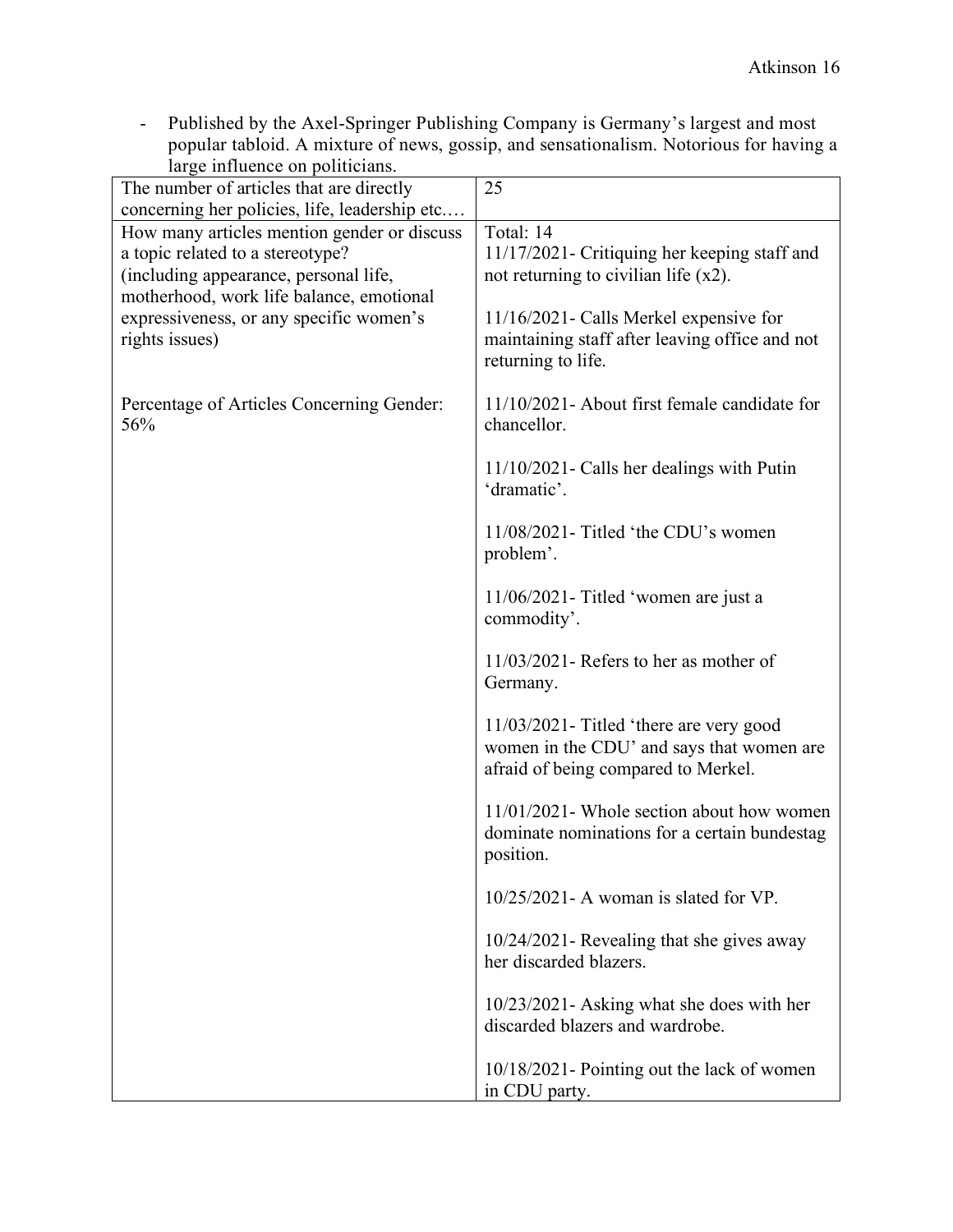- Published by the Axel-Springer Publishing Company is Germany's largest and most popular tabloid. A mixture of news, gossip, and sensationalism. Notorious for having a large influence on politicians.

| The number of articles that are directly concerning her policies, life, leadership etc.… | 25 |
|---|---|
| How many articles mention gender or discuss a topic related to a stereotype? (including appearance, personal life, motherhood, work life balance, emotional expressiveness, or any specific women's rights issues)<br><br>Percentage of Articles Concerning Gender: 56% | Total: 14<br>11/17/2021- Critiquing her keeping staff and not returning to civilian life (x2).<br><br>11/16/2021- Calls Merkel expensive for maintaining staff after leaving office and not returning to life.<br><br>11/10/2021- About first female candidate for chancellor.<br><br>11/10/2021- Calls her dealings with Putin 'dramatic'.<br><br>11/08/2021- Titled 'the CDU's women problem'.<br><br>11/06/2021- Titled 'women are just a commodity'.<br><br>11/03/2021- Refers to her as mother of Germany.<br><br>11/03/2021- Titled 'there are very good women in the CDU' and says that women are afraid of being compared to Merkel.<br><br>11/01/2021- Whole section about how women dominate nominations for a certain bundestag position.<br><br>10/25/2021- A woman is slated for VP.<br><br>10/24/2021- Revealing that she gives away her discarded blazers.<br><br>10/23/2021- Asking what she does with her discarded blazers and wardrobe.<br><br>10/18/2021- Pointing out the lack of women in CDU party. |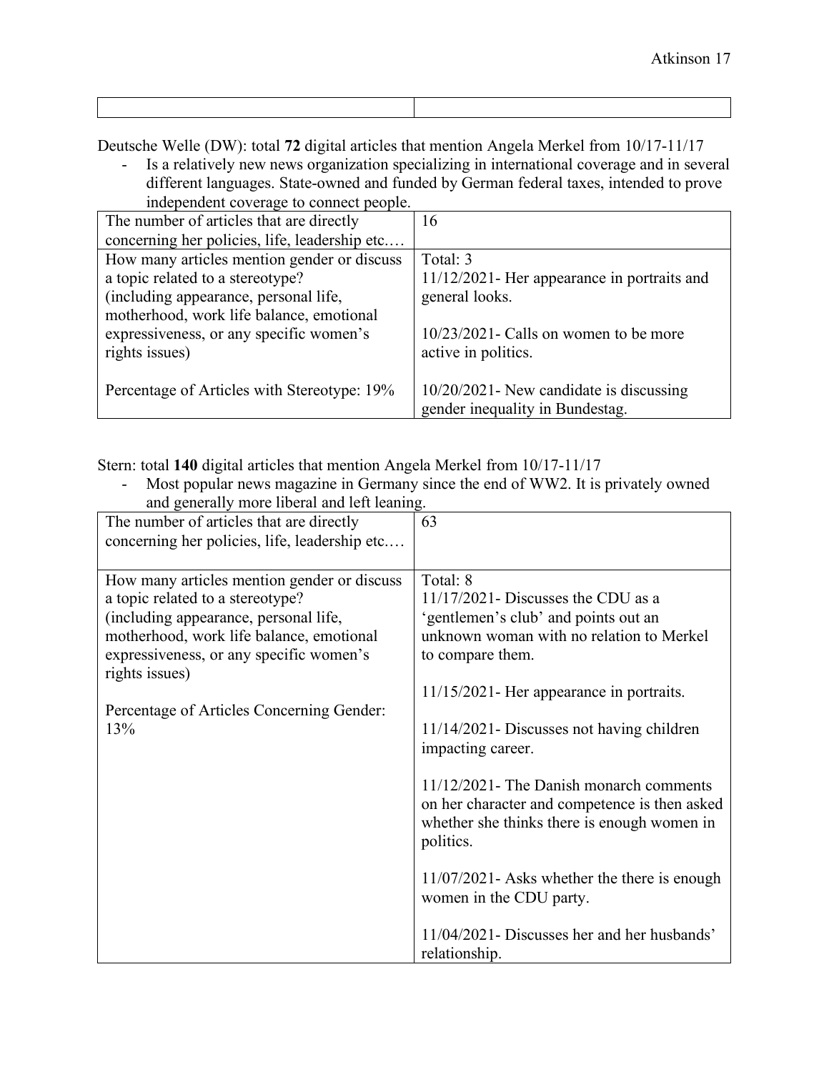| | |
|---|---|

Deutsche Welle (DW): total **72** digital articles that mention Angela Merkel from 10/17-11/17

- Is a relatively new news organization specializing in international coverage and in several different languages. State-owned and funded by German federal taxes, intended to prove independent coverage to connect people.

| The number of articles that are directly concerning her policies, life, leadership etc.… | 16 |
|---|---|
| How many articles mention gender or discuss a topic related to a stereotype? (including appearance, personal life, motherhood, work life balance, emotional expressiveness, or any specific women's rights issues)<br><br>Percentage of Articles with Stereotype: 19% | Total: 3<br>11/12/2021- Her appearance in portraits and general looks.<br><br>10/23/2021- Calls on women to be more active in politics.<br><br>10/20/2021- New candidate is discussing gender inequality in Bundestag. |

Stern: total **140** digital articles that mention Angela Merkel from 10/17-11/17

- Most popular news magazine in Germany since the end of WW2. It is privately owned and generally more liberal and left leaning.

| The number of articles that are directly concerning her policies, life, leadership etc.… | 63 |
|---|---|
| How many articles mention gender or discuss a topic related to a stereotype? (including appearance, personal life, motherhood, work life balance, emotional expressiveness, or any specific women's rights issues)<br><br>Percentage of Articles Concerning Gender: 13% | Total: 8<br>11/17/2021- Discusses the CDU as a 'gentlemen's club' and points out an unknown woman with no relation to Merkel to compare them.<br><br>11/15/2021- Her appearance in portraits.<br><br>11/14/2021- Discusses not having children impacting career.<br><br>11/12/2021- The Danish monarch comments on her character and competence is then asked whether she thinks there is enough women in politics.<br><br>11/07/2021- Asks whether the there is enough women in the CDU party.<br><br>11/04/2021- Discusses her and her husbands' relationship. |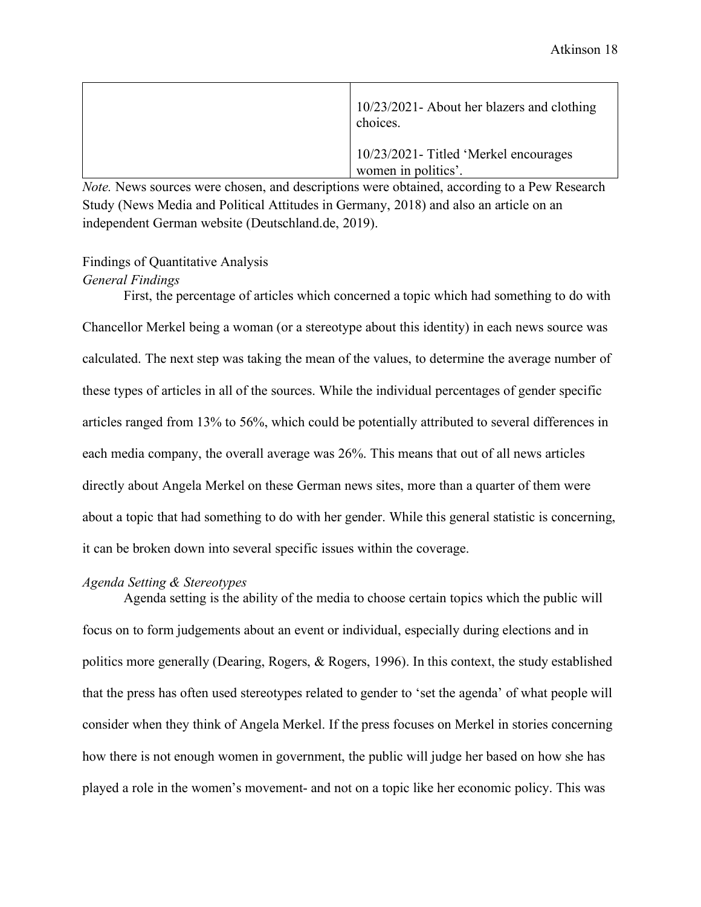| | |
|---|---|
| | 10/23/2021- About her blazers and clothing choices.<br><br>10/23/2021- Titled 'Merkel encourages women in politics'. |

*Note.* News sources were chosen, and descriptions were obtained, according to a Pew Research Study (News Media and Political Attitudes in Germany, 2018) and also an article on an independent German website (Deutschland.de, 2019).

## Findings of Quantitative Analysis

### *General Findings*

First, the percentage of articles which concerned a topic which had something to do with Chancellor Merkel being a woman (or a stereotype about this identity) in each news source was calculated. The next step was taking the mean of the values, to determine the average number of these types of articles in all of the sources. While the individual percentages of gender specific articles ranged from 13% to 56%, which could be potentially attributed to several differences in each media company, the overall average was 26%. This means that out of all news articles directly about Angela Merkel on these German news sites, more than a quarter of them were about a topic that had something to do with her gender. While this general statistic is concerning, it can be broken down into several specific issues within the coverage.

### *Agenda Setting & Stereotypes*

Agenda setting is the ability of the media to choose certain topics which the public will focus on to form judgements about an event or individual, especially during elections and in politics more generally (Dearing, Rogers, & Rogers, 1996). In this context, the study established that the press has often used stereotypes related to gender to 'set the agenda' of what people will consider when they think of Angela Merkel. If the press focuses on Merkel in stories concerning how there is not enough women in government, the public will judge her based on how she has played a role in the women's movement- and not on a topic like her economic policy. This was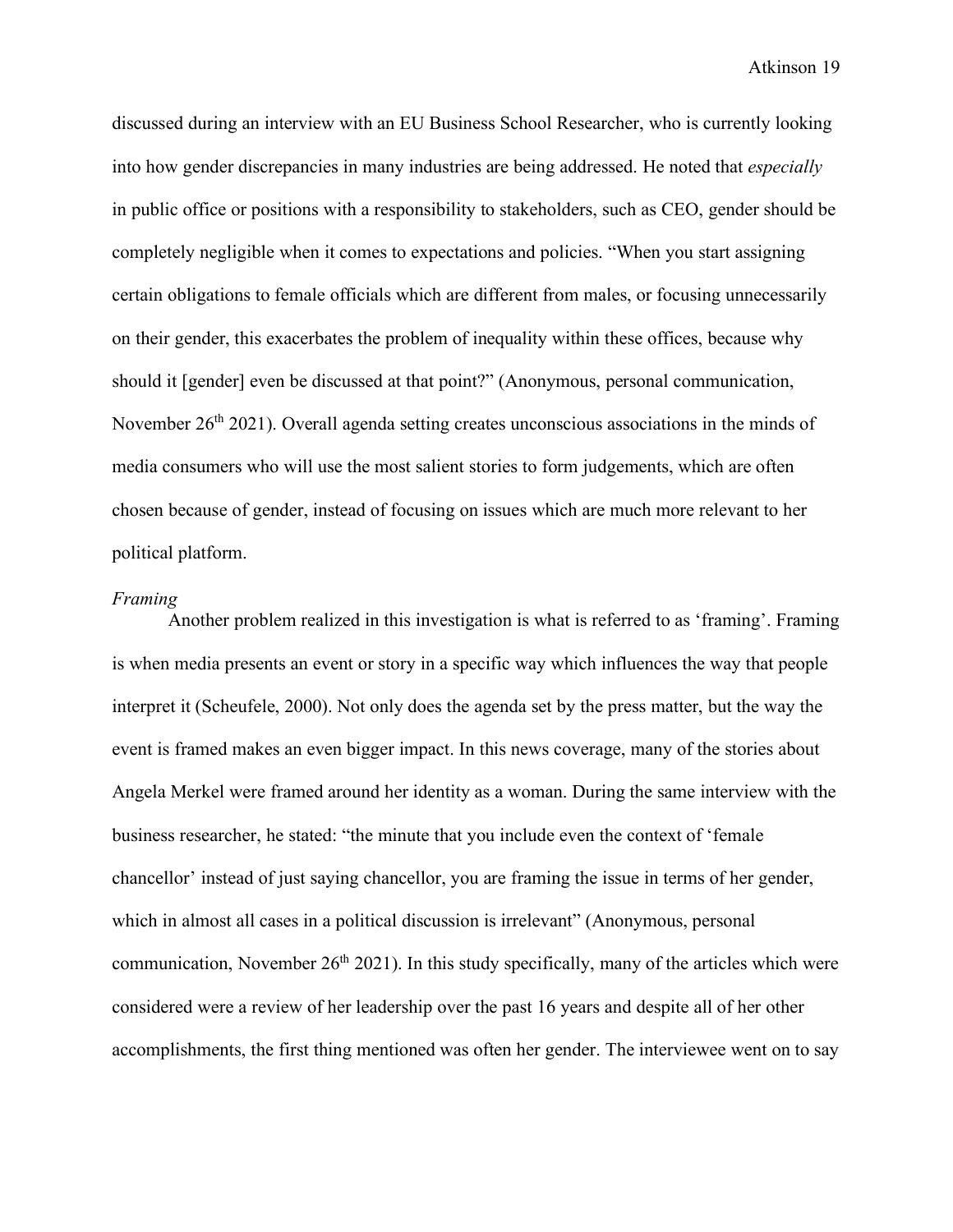discussed during an interview with an EU Business School Researcher, who is currently looking into how gender discrepancies in many industries are being addressed. He noted that *especially* in public office or positions with a responsibility to stakeholders, such as CEO, gender should be completely negligible when it comes to expectations and policies. "When you start assigning certain obligations to female officials which are different from males, or focusing unnecessarily on their gender, this exacerbates the problem of inequality within these offices, because why should it [gender] even be discussed at that point?" (Anonymous, personal communication, November 26th 2021). Overall agenda setting creates unconscious associations in the minds of media consumers who will use the most salient stories to form judgements, which are often chosen because of gender, instead of focusing on issues which are much more relevant to her political platform.

*Framing*

Another problem realized in this investigation is what is referred to as 'framing'. Framing is when media presents an event or story in a specific way which influences the way that people interpret it (Scheufele, 2000). Not only does the agenda set by the press matter, but the way the event is framed makes an even bigger impact. In this news coverage, many of the stories about Angela Merkel were framed around her identity as a woman. During the same interview with the business researcher, he stated: "the minute that you include even the context of 'female chancellor' instead of just saying chancellor, you are framing the issue in terms of her gender, which in almost all cases in a political discussion is irrelevant" (Anonymous, personal communication, November 26th 2021). In this study specifically, many of the articles which were considered were a review of her leadership over the past 16 years and despite all of her other accomplishments, the first thing mentioned was often her gender. The interviewee went on to say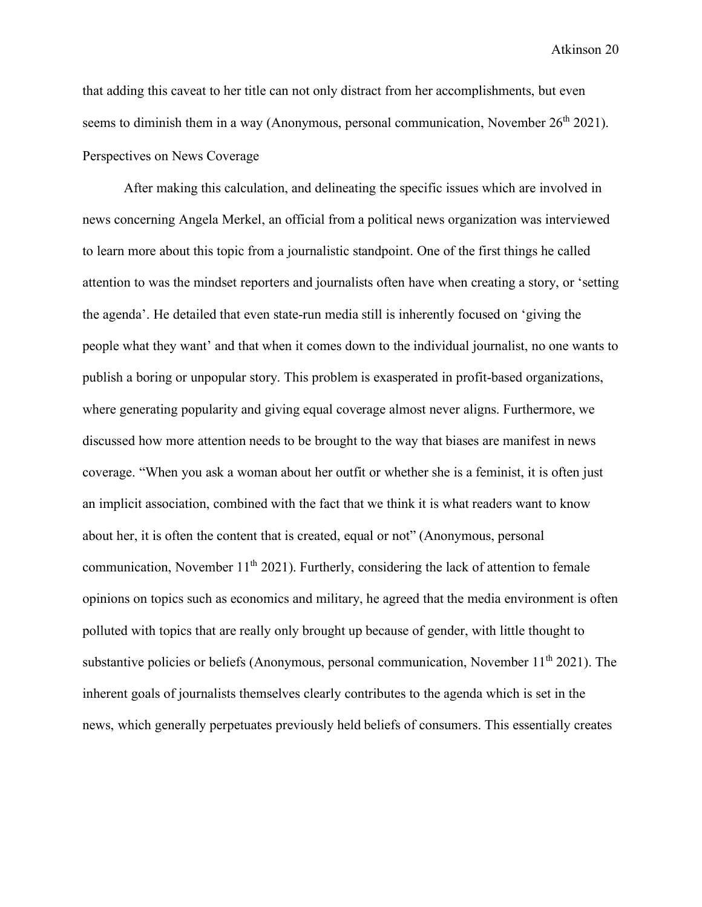that adding this caveat to her title can not only distract from her accomplishments, but even seems to diminish them in a way (Anonymous, personal communication, November 26th 2021).

## Perspectives on News Coverage

After making this calculation, and delineating the specific issues which are involved in news concerning Angela Merkel, an official from a political news organization was interviewed to learn more about this topic from a journalistic standpoint. One of the first things he called attention to was the mindset reporters and journalists often have when creating a story, or 'setting the agenda'. He detailed that even state-run media still is inherently focused on 'giving the people what they want' and that when it comes down to the individual journalist, no one wants to publish a boring or unpopular story. This problem is exasperated in profit-based organizations, where generating popularity and giving equal coverage almost never aligns. Furthermore, we discussed how more attention needs to be brought to the way that biases are manifest in news coverage. "When you ask a woman about her outfit or whether she is a feminist, it is often just an implicit association, combined with the fact that we think it is what readers want to know about her, it is often the content that is created, equal or not" (Anonymous, personal communication, November 11th 2021). Furtherly, considering the lack of attention to female opinions on topics such as economics and military, he agreed that the media environment is often polluted with topics that are really only brought up because of gender, with little thought to substantive policies or beliefs (Anonymous, personal communication, November 11th 2021). The inherent goals of journalists themselves clearly contributes to the agenda which is set in the news, which generally perpetuates previously held beliefs of consumers. This essentially creates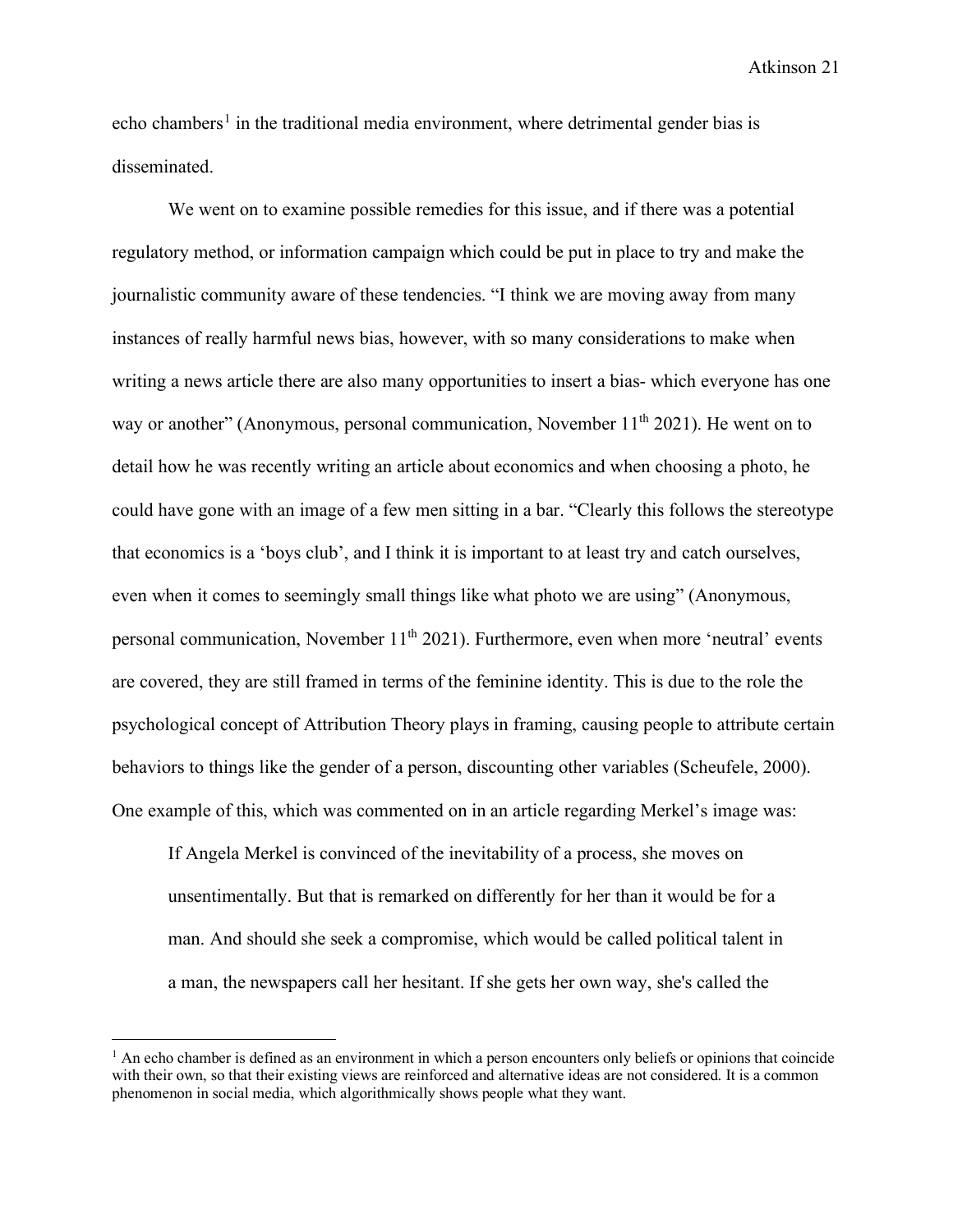echo chambers[1] in the traditional media environment, where detrimental gender bias is disseminated.

We went on to examine possible remedies for this issue, and if there was a potential regulatory method, or information campaign which could be put in place to try and make the journalistic community aware of these tendencies. "I think we are moving away from many instances of really harmful news bias, however, with so many considerations to make when writing a news article there are also many opportunities to insert a bias- which everyone has one way or another" (Anonymous, personal communication, November 11th 2021). He went on to detail how he was recently writing an article about economics and when choosing a photo, he could have gone with an image of a few men sitting in a bar. "Clearly this follows the stereotype that economics is a 'boys club', and I think it is important to at least try and catch ourselves, even when it comes to seemingly small things like what photo we are using" (Anonymous, personal communication, November 11th 2021). Furthermore, even when more 'neutral' events are covered, they are still framed in terms of the feminine identity. This is due to the role the psychological concept of Attribution Theory plays in framing, causing people to attribute certain behaviors to things like the gender of a person, discounting other variables (Scheufele, 2000). One example of this, which was commented on in an article regarding Merkel's image was:

> If Angela Merkel is convinced of the inevitability of a process, she moves on unsentimentally. But that is remarked on differently for her than it would be for a man. And should she seek a compromise, which would be called political talent in a man, the newspapers call her hesitant. If she gets her own way, she's called the

[1] An echo chamber is defined as an environment in which a person encounters only beliefs or opinions that coincide with their own, so that their existing views are reinforced and alternative ideas are not considered. It is a common phenomenon in social media, which algorithmically shows people what they want.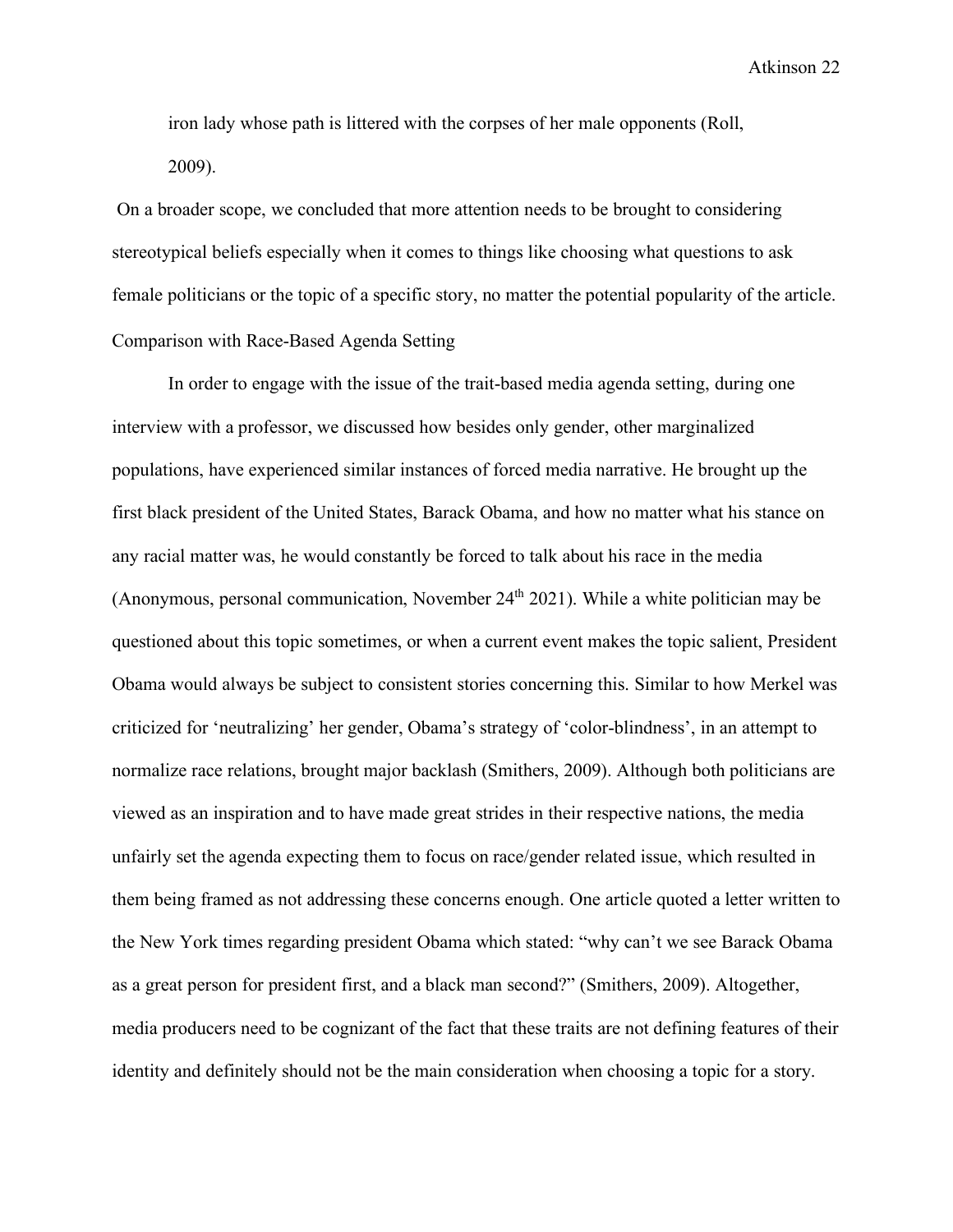iron lady whose path is littered with the corpses of her male opponents (Roll, 2009).

On a broader scope, we concluded that more attention needs to be brought to considering stereotypical beliefs especially when it comes to things like choosing what questions to ask female politicians or the topic of a specific story, no matter the potential popularity of the article.

Comparison with Race-Based Agenda Setting

In order to engage with the issue of the trait-based media agenda setting, during one interview with a professor, we discussed how besides only gender, other marginalized populations, have experienced similar instances of forced media narrative. He brought up the first black president of the United States, Barack Obama, and how no matter what his stance on any racial matter was, he would constantly be forced to talk about his race in the media (Anonymous, personal communication, November 24th 2021). While a white politician may be questioned about this topic sometimes, or when a current event makes the topic salient, President Obama would always be subject to consistent stories concerning this. Similar to how Merkel was criticized for 'neutralizing' her gender, Obama's strategy of 'color-blindness', in an attempt to normalize race relations, brought major backlash (Smithers, 2009). Although both politicians are viewed as an inspiration and to have made great strides in their respective nations, the media unfairly set the agenda expecting them to focus on race/gender related issue, which resulted in them being framed as not addressing these concerns enough. One article quoted a letter written to the New York times regarding president Obama which stated: "why can't we see Barack Obama as a great person for president first, and a black man second?" (Smithers, 2009). Altogether, media producers need to be cognizant of the fact that these traits are not defining features of their identity and definitely should not be the main consideration when choosing a topic for a story.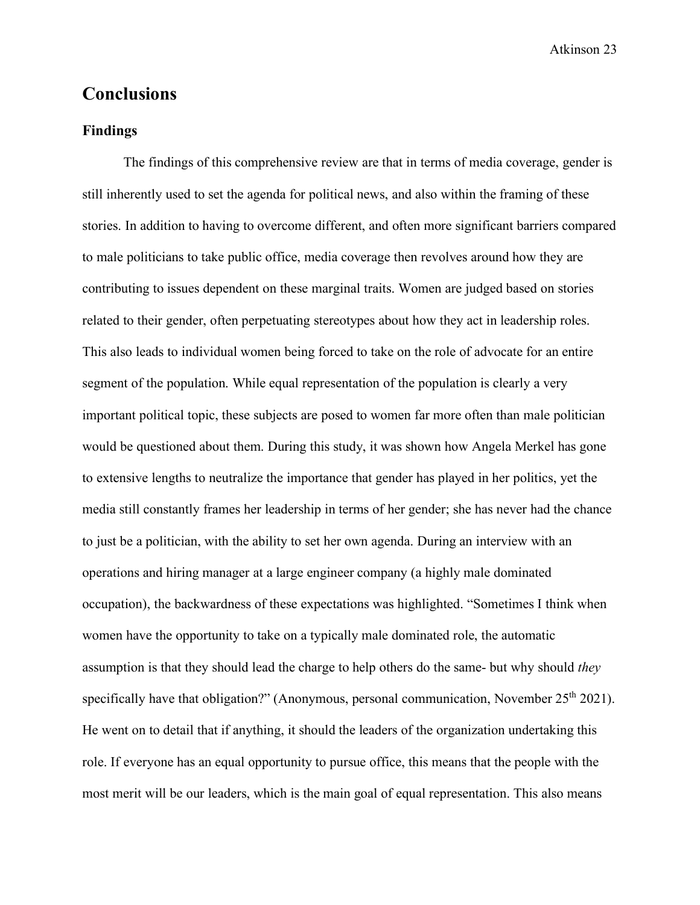# Conclusions

## Findings

The findings of this comprehensive review are that in terms of media coverage, gender is still inherently used to set the agenda for political news, and also within the framing of these stories. In addition to having to overcome different, and often more significant barriers compared to male politicians to take public office, media coverage then revolves around how they are contributing to issues dependent on these marginal traits. Women are judged based on stories related to their gender, often perpetuating stereotypes about how they act in leadership roles. This also leads to individual women being forced to take on the role of advocate for an entire segment of the population. While equal representation of the population is clearly a very important political topic, these subjects are posed to women far more often than male politician would be questioned about them. During this study, it was shown how Angela Merkel has gone to extensive lengths to neutralize the importance that gender has played in her politics, yet the media still constantly frames her leadership in terms of her gender; she has never had the chance to just be a politician, with the ability to set her own agenda. During an interview with an operations and hiring manager at a large engineer company (a highly male dominated occupation), the backwardness of these expectations was highlighted. "Sometimes I think when women have the opportunity to take on a typically male dominated role, the automatic assumption is that they should lead the charge to help others do the same- but why should *they* specifically have that obligation?" (Anonymous, personal communication, November 25th 2021). He went on to detail that if anything, it should the leaders of the organization undertaking this role. If everyone has an equal opportunity to pursue office, this means that the people with the most merit will be our leaders, which is the main goal of equal representation. This also means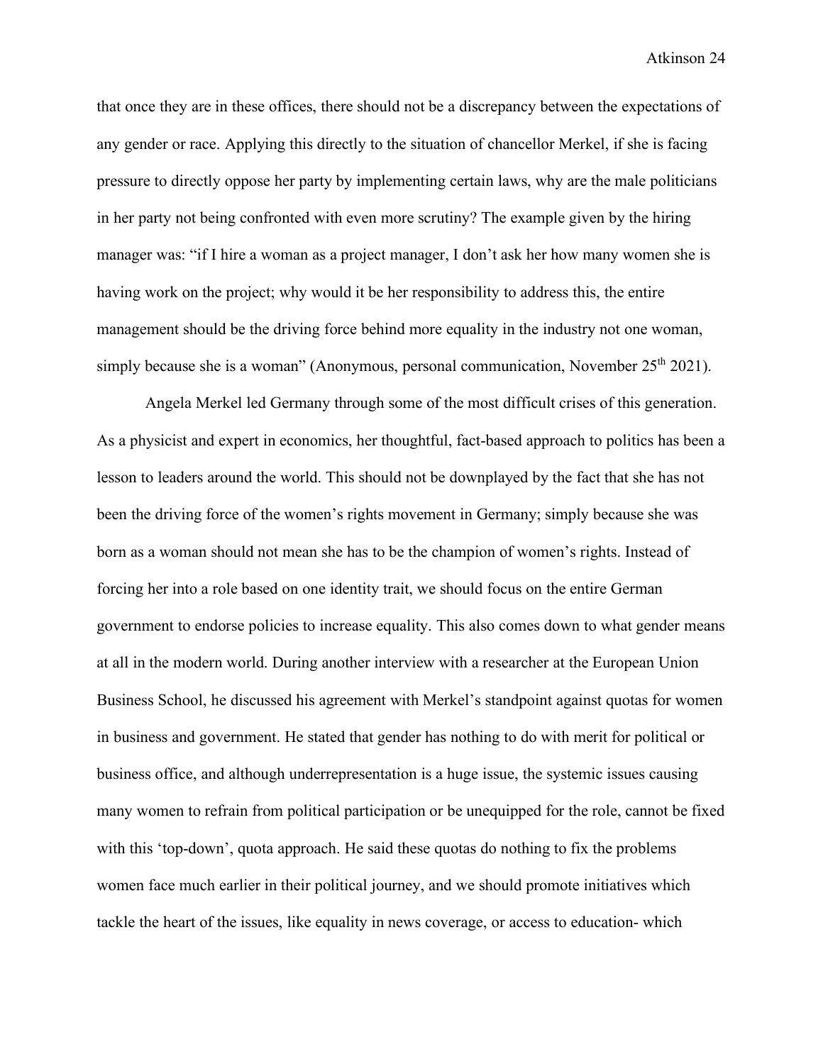that once they are in these offices, there should not be a discrepancy between the expectations of any gender or race. Applying this directly to the situation of chancellor Merkel, if she is facing pressure to directly oppose her party by implementing certain laws, why are the male politicians in her party not being confronted with even more scrutiny? The example given by the hiring manager was: "if I hire a woman as a project manager, I don't ask her how many women she is having work on the project; why would it be her responsibility to address this, the entire management should be the driving force behind more equality in the industry not one woman, simply because she is a woman" (Anonymous, personal communication, November 25th 2021).

Angela Merkel led Germany through some of the most difficult crises of this generation. As a physicist and expert in economics, her thoughtful, fact-based approach to politics has been a lesson to leaders around the world. This should not be downplayed by the fact that she has not been the driving force of the women's rights movement in Germany; simply because she was born as a woman should not mean she has to be the champion of women's rights. Instead of forcing her into a role based on one identity trait, we should focus on the entire German government to endorse policies to increase equality. This also comes down to what gender means at all in the modern world. During another interview with a researcher at the European Union Business School, he discussed his agreement with Merkel's standpoint against quotas for women in business and government. He stated that gender has nothing to do with merit for political or business office, and although underrepresentation is a huge issue, the systemic issues causing many women to refrain from political participation or be unequipped for the role, cannot be fixed with this 'top-down', quota approach. He said these quotas do nothing to fix the problems women face much earlier in their political journey, and we should promote initiatives which tackle the heart of the issues, like equality in news coverage, or access to education- which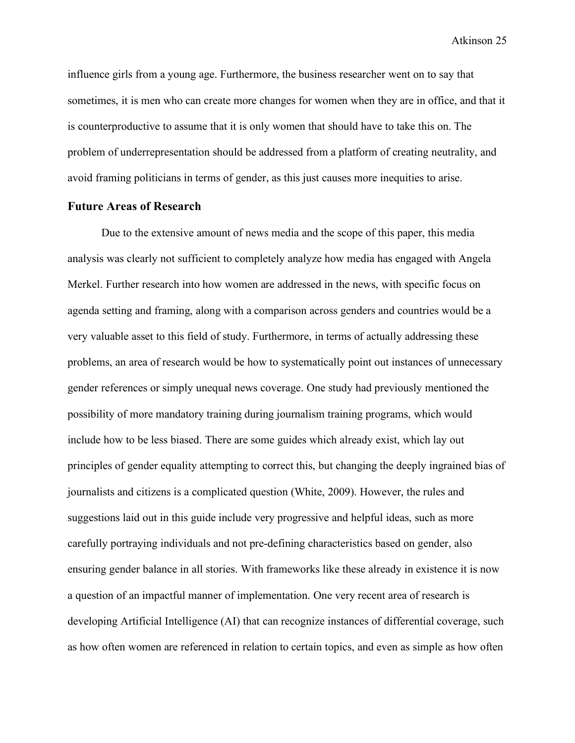influence girls from a young age. Furthermore, the business researcher went on to say that sometimes, it is men who can create more changes for women when they are in office, and that it is counterproductive to assume that it is only women that should have to take this on. The problem of underrepresentation should be addressed from a platform of creating neutrality, and avoid framing politicians in terms of gender, as this just causes more inequities to arise.

## Future Areas of Research

Due to the extensive amount of news media and the scope of this paper, this media analysis was clearly not sufficient to completely analyze how media has engaged with Angela Merkel. Further research into how women are addressed in the news, with specific focus on agenda setting and framing, along with a comparison across genders and countries would be a very valuable asset to this field of study. Furthermore, in terms of actually addressing these problems, an area of research would be how to systematically point out instances of unnecessary gender references or simply unequal news coverage. One study had previously mentioned the possibility of more mandatory training during journalism training programs, which would include how to be less biased. There are some guides which already exist, which lay out principles of gender equality attempting to correct this, but changing the deeply ingrained bias of journalists and citizens is a complicated question (White, 2009). However, the rules and suggestions laid out in this guide include very progressive and helpful ideas, such as more carefully portraying individuals and not pre-defining characteristics based on gender, also ensuring gender balance in all stories. With frameworks like these already in existence it is now a question of an impactful manner of implementation. One very recent area of research is developing Artificial Intelligence (AI) that can recognize instances of differential coverage, such as how often women are referenced in relation to certain topics, and even as simple as how often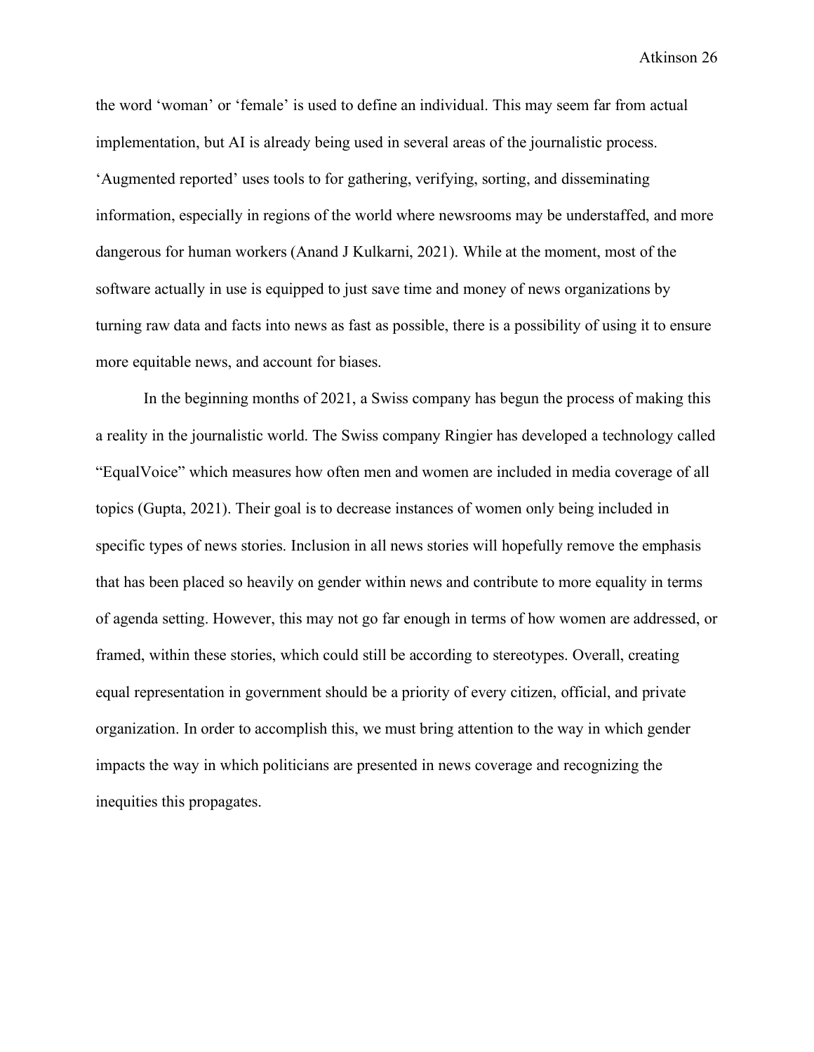the word 'woman' or 'female' is used to define an individual. This may seem far from actual implementation, but AI is already being used in several areas of the journalistic process. 'Augmented reported' uses tools to for gathering, verifying, sorting, and disseminating information, especially in regions of the world where newsrooms may be understaffed, and more dangerous for human workers (Anand J Kulkarni, 2021). While at the moment, most of the software actually in use is equipped to just save time and money of news organizations by turning raw data and facts into news as fast as possible, there is a possibility of using it to ensure more equitable news, and account for biases.

In the beginning months of 2021, a Swiss company has begun the process of making this a reality in the journalistic world. The Swiss company Ringier has developed a technology called "EqualVoice" which measures how often men and women are included in media coverage of all topics (Gupta, 2021). Their goal is to decrease instances of women only being included in specific types of news stories. Inclusion in all news stories will hopefully remove the emphasis that has been placed so heavily on gender within news and contribute to more equality in terms of agenda setting. However, this may not go far enough in terms of how women are addressed, or framed, within these stories, which could still be according to stereotypes. Overall, creating equal representation in government should be a priority of every citizen, official, and private organization. In order to accomplish this, we must bring attention to the way in which gender impacts the way in which politicians are presented in news coverage and recognizing the inequities this propagates.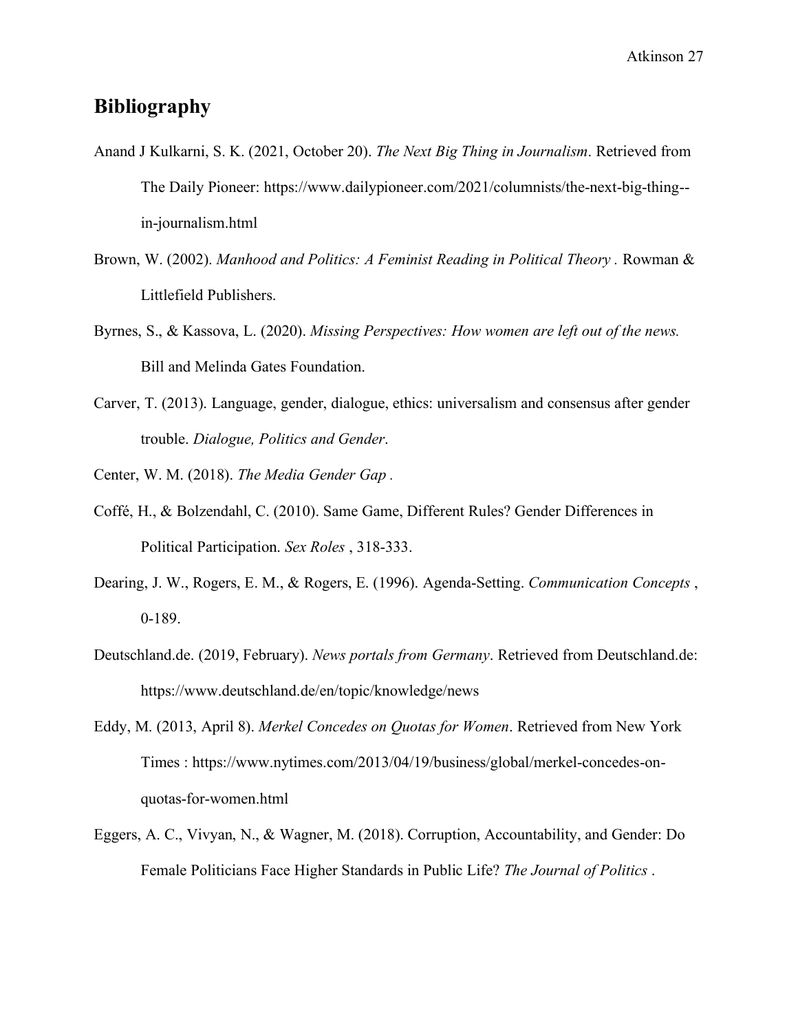## Bibliography

Anand J Kulkarni, S. K. (2021, October 20). *The Next Big Thing in Journalism*. Retrieved from The Daily Pioneer: https://www.dailypioneer.com/2021/columnists/the-next-big-thing--in-journalism.html

Brown, W. (2002). *Manhood and Politics: A Feminist Reading in Political Theory .* Rowman & Littlefield Publishers.

Byrnes, S., & Kassova, L. (2020). *Missing Perspectives: How women are left out of the news.* Bill and Melinda Gates Foundation.

Carver, T. (2013). Language, gender, dialogue, ethics: universalism and consensus after gender trouble. *Dialogue, Politics and Gender*.

Center, W. M. (2018). *The Media Gender Gap .*

Coffé, H., & Bolzendahl, C. (2010). Same Game, Different Rules? Gender Differences in Political Participation. *Sex Roles* , 318-333.

Dearing, J. W., Rogers, E. M., & Rogers, E. (1996). Agenda-Setting. *Communication Concepts* , 0-189.

Deutschland.de. (2019, February). *News portals from Germany*. Retrieved from Deutschland.de: https://www.deutschland.de/en/topic/knowledge/news

Eddy, M. (2013, April 8). *Merkel Concedes on Quotas for Women*. Retrieved from New York Times : https://www.nytimes.com/2013/04/19/business/global/merkel-concedes-on-quotas-for-women.html

Eggers, A. C., Vivyan, N., & Wagner, M. (2018). Corruption, Accountability, and Gender: Do Female Politicians Face Higher Standards in Public Life? *The Journal of Politics* .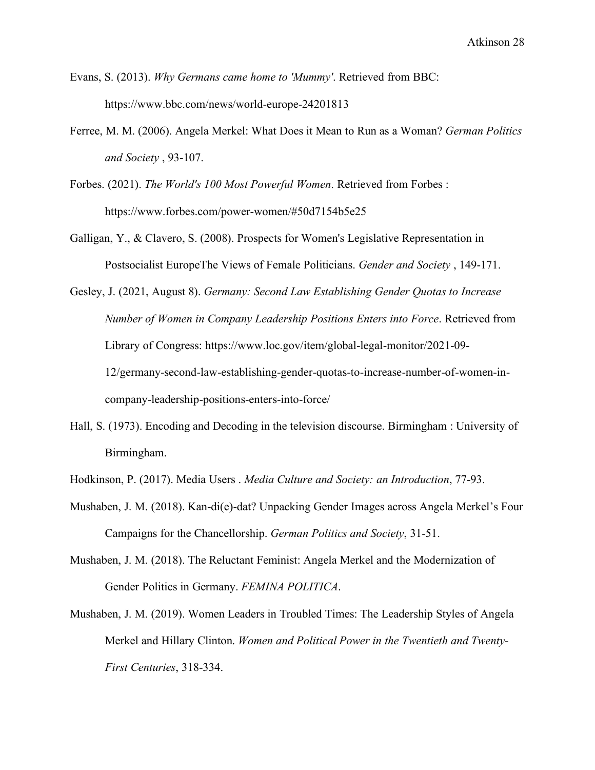Evans, S. (2013). *Why Germans came home to 'Mummy'*. Retrieved from BBC: https://www.bbc.com/news/world-europe-24201813

Ferree, M. M. (2006). Angela Merkel: What Does it Mean to Run as a Woman? *German Politics and Society* , 93-107.

Forbes. (2021). *The World's 100 Most Powerful Women*. Retrieved from Forbes : https://www.forbes.com/power-women/#50d7154b5e25

Galligan, Y., & Clavero, S. (2008). Prospects for Women's Legislative Representation in Postsocialist EuropeThe Views of Female Politicians. *Gender and Society* , 149-171.

Gesley, J. (2021, August 8). *Germany: Second Law Establishing Gender Quotas to Increase Number of Women in Company Leadership Positions Enters into Force*. Retrieved from Library of Congress: https://www.loc.gov/item/global-legal-monitor/2021-09-12/germany-second-law-establishing-gender-quotas-to-increase-number-of-women-in-company-leadership-positions-enters-into-force/

Hall, S. (1973). Encoding and Decoding in the television discourse. Birmingham : University of Birmingham.

Hodkinson, P. (2017). Media Users . *Media Culture and Society: an Introduction*, 77-93.

Mushaben, J. M. (2018). Kan-di(e)-dat? Unpacking Gender Images across Angela Merkel's Four Campaigns for the Chancellorship. *German Politics and Society*, 31-51.

Mushaben, J. M. (2018). The Reluctant Feminist: Angela Merkel and the Modernization of Gender Politics in Germany. *FEMINA POLITICA*.

Mushaben, J. M. (2019). Women Leaders in Troubled Times: The Leadership Styles of Angela Merkel and Hillary Clinton. *Women and Political Power in the Twentieth and Twenty-First Centuries*, 318-334.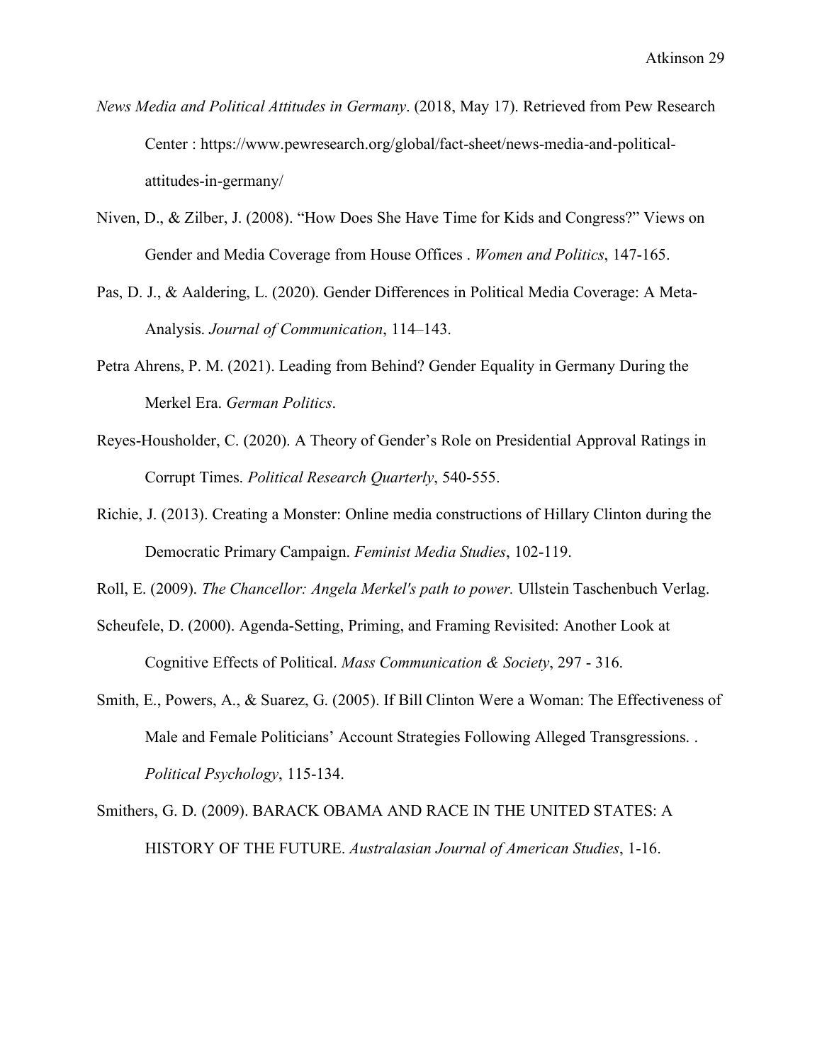*News Media and Political Attitudes in Germany*. (2018, May 17). Retrieved from Pew Research Center : https://www.pewresearch.org/global/fact-sheet/news-media-and-political-attitudes-in-germany/

Niven, D., & Zilber, J. (2008). "How Does She Have Time for Kids and Congress?" Views on Gender and Media Coverage from House Offices . *Women and Politics*, 147-165.

Pas, D. J., & Aaldering, L. (2020). Gender Differences in Political Media Coverage: A Meta-Analysis. *Journal of Communication*, 114–143.

Petra Ahrens, P. M. (2021). Leading from Behind? Gender Equality in Germany During the Merkel Era. *German Politics*.

Reyes-Housholder, C. (2020). A Theory of Gender's Role on Presidential Approval Ratings in Corrupt Times. *Political Research Quarterly*, 540-555.

Richie, J. (2013). Creating a Monster: Online media constructions of Hillary Clinton during the Democratic Primary Campaign. *Feminist Media Studies*, 102-119.

Roll, E. (2009). *The Chancellor: Angela Merkel's path to power.* Ullstein Taschenbuch Verlag.

Scheufele, D. (2000). Agenda-Setting, Priming, and Framing Revisited: Another Look at Cognitive Effects of Political. *Mass Communication & Society*, 297 - 316.

Smith, E., Powers, A., & Suarez, G. (2005). If Bill Clinton Were a Woman: The Effectiveness of Male and Female Politicians' Account Strategies Following Alleged Transgressions. . *Political Psychology*, 115-134.

Smithers, G. D. (2009). BARACK OBAMA AND RACE IN THE UNITED STATES: A HISTORY OF THE FUTURE. *Australasian Journal of American Studies*, 1-16.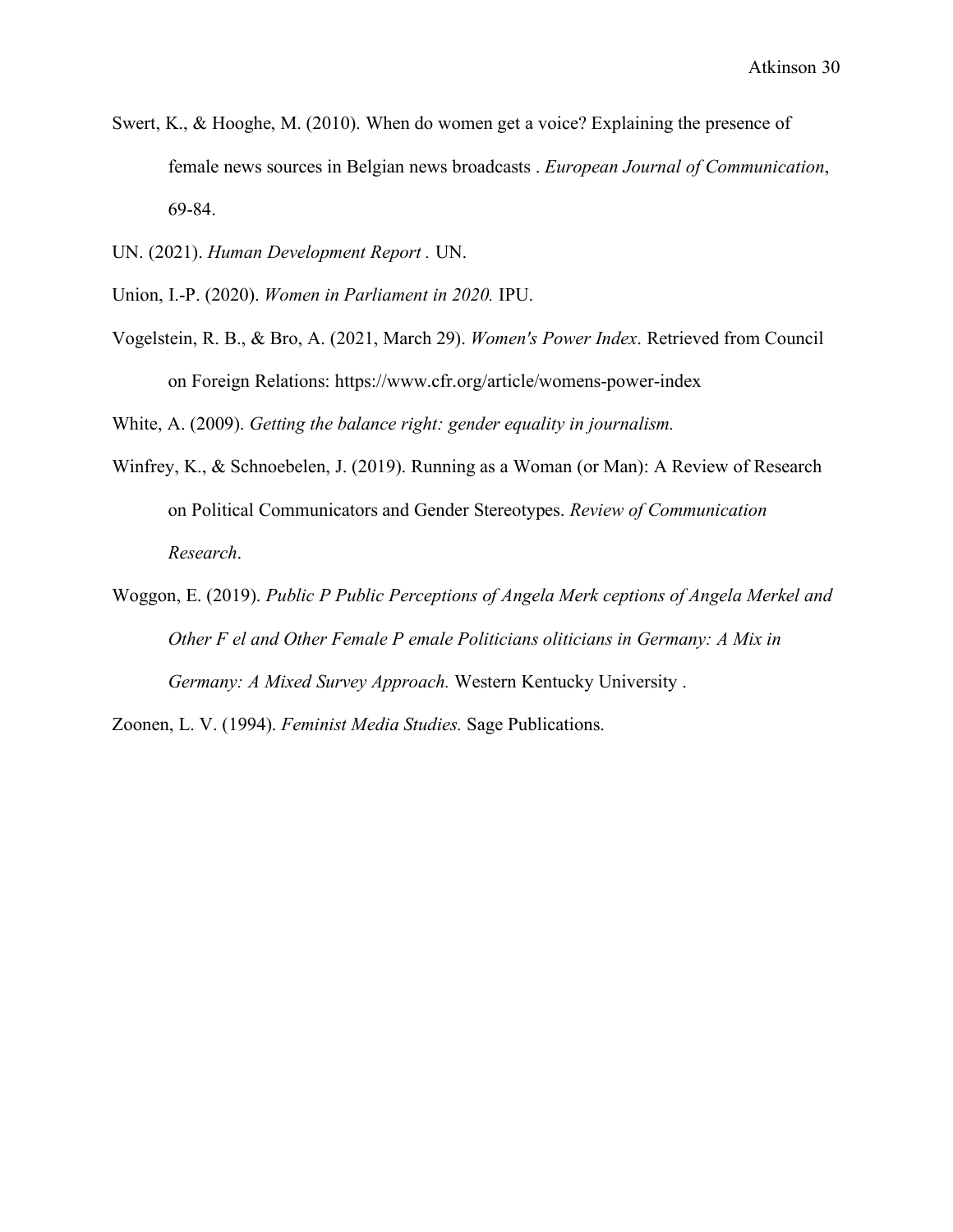Swert, K., & Hooghe, M. (2010). When do women get a voice? Explaining the presence of female news sources in Belgian news broadcasts . *European Journal of Communication*, 69-84.

UN. (2021). *Human Development Report .* UN.

Union, I.-P. (2020). *Women in Parliament in 2020.* IPU.

Vogelstein, R. B., & Bro, A. (2021, March 29). *Women's Power Index*. Retrieved from Council on Foreign Relations: https://www.cfr.org/article/womens-power-index

White, A. (2009). *Getting the balance right: gender equality in journalism.*

Winfrey, K., & Schnoebelen, J. (2019). Running as a Woman (or Man): A Review of Research on Political Communicators and Gender Stereotypes. *Review of Communication Research*.

Woggon, E. (2019). *Public P Public Perceptions of Angela Merk ceptions of Angela Merkel and Other F el and Other Female P emale Politicians oliticians in Germany: A Mix in Germany: A Mixed Survey Approach.* Western Kentucky University .

Zoonen, L. V. (1994). *Feminist Media Studies.* Sage Publications.